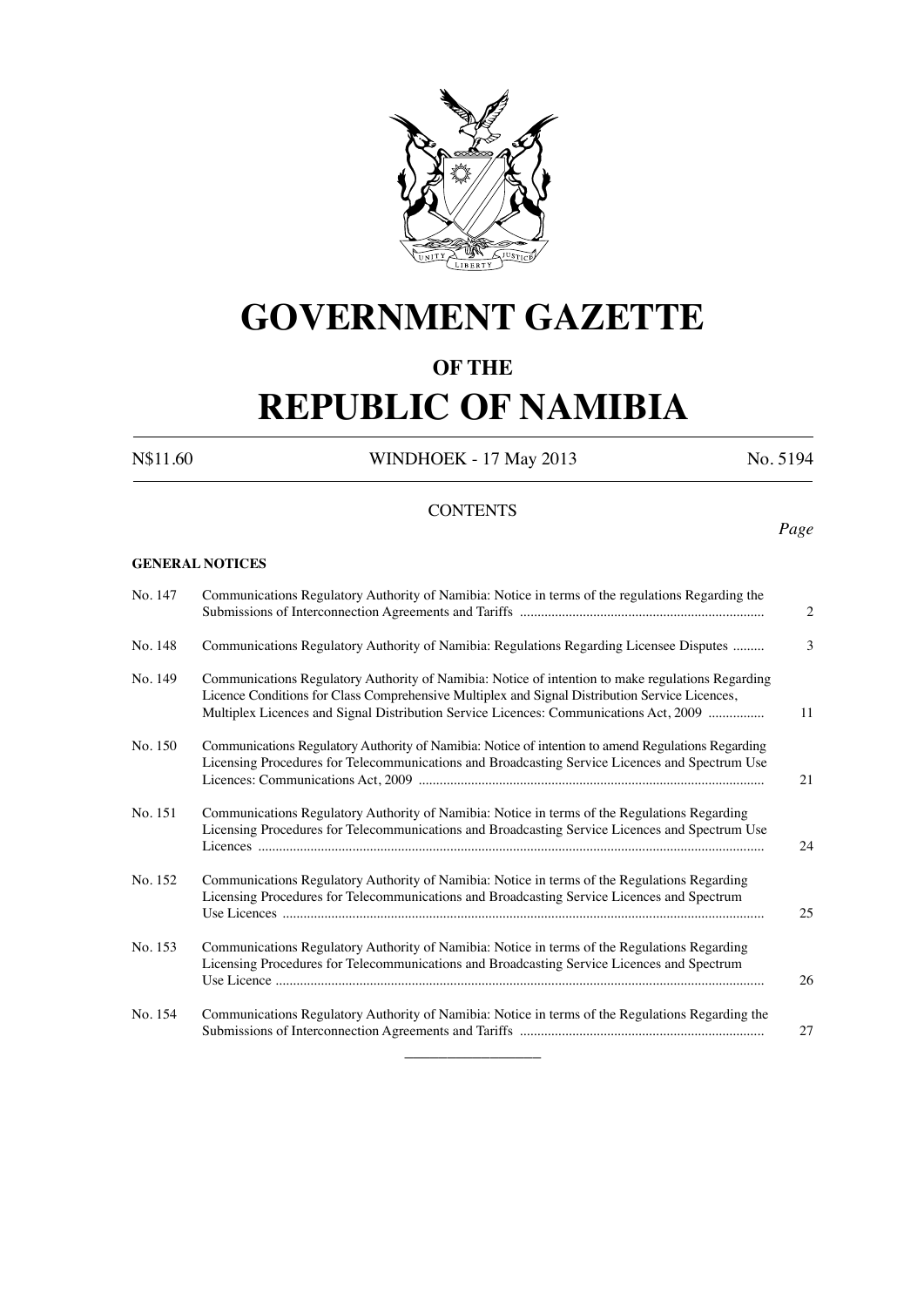# GOVERNMENT GAZETTE

## OF THE

# REPUBLIC OF NAMIBIA

N$11.60 WINDHOEK - 17 May 2013 No. 5194

CONTENTS

*Page*

**GENERAL NOTICES**

| | | Page |
|---|---|---|
| No. 147 | Communications Regulatory Authority of Namibia: Notice in terms of the regulations Regarding the Submissions of Interconnection Agreements and Tariffs | 2 |
| No. 148 | Communications Regulatory Authority of Namibia: Regulations Regarding Licensee Disputes | 3 |
| No. 149 | Communications Regulatory Authority of Namibia: Notice of intention to make regulations Regarding Licence Conditions for Class Comprehensive Multiplex and Signal Distribution Service Licences, Multiplex Licences and Signal Distribution Service Licences: Communications Act, 2009 | 11 |
| No. 150 | Communications Regulatory Authority of Namibia: Notice of intention to amend Regulations Regarding Licensing Procedures for Telecommunications and Broadcasting Service Licences and Spectrum Use Licences: Communications Act, 2009 | 21 |
| No. 151 | Communications Regulatory Authority of Namibia: Notice in terms of the Regulations Regarding Licensing Procedures for Telecommunications and Broadcasting Service Licences and Spectrum Use Licences | 24 |
| No. 152 | Communications Regulatory Authority of Namibia: Notice in terms of the Regulations Regarding Licensing Procedures for Telecommunications and Broadcasting Service Licences and Spectrum Use Licences | 25 |
| No. 153 | Communications Regulatory Authority of Namibia: Notice in terms of the Regulations Regarding Licensing Procedures for Telecommunications and Broadcasting Service Licences and Spectrum Use Licence | 26 |
| No. 154 | Communications Regulatory Authority of Namibia: Notice in terms of the Regulations Regarding the Submissions of Interconnection Agreements and Tariffs | 27 |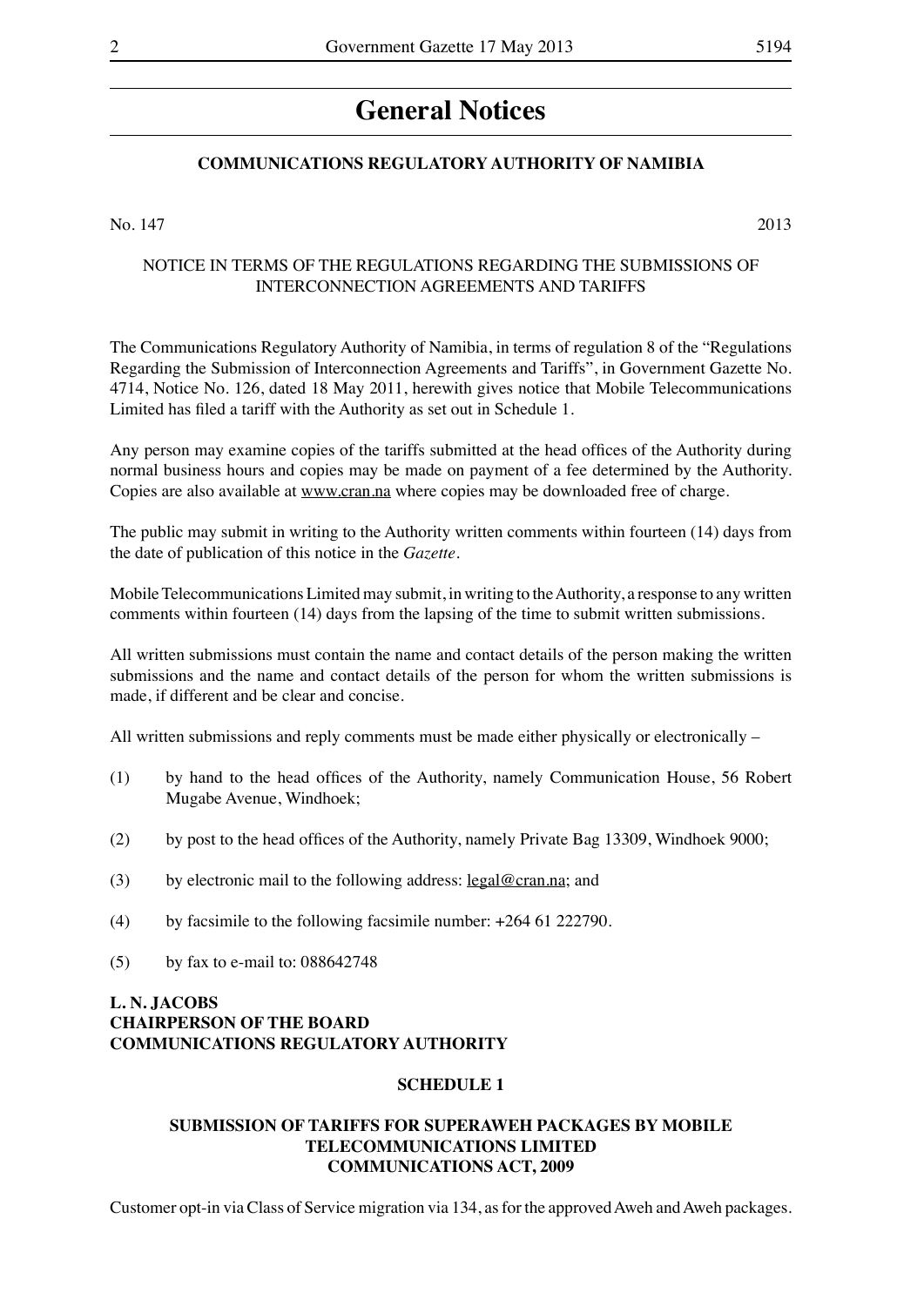# General Notices

## COMMUNICATIONS REGULATORY AUTHORITY OF NAMIBIA

No. 147 2013

NOTICE IN TERMS OF THE REGULATIONS REGARDING THE SUBMISSIONS OF INTERCONNECTION AGREEMENTS AND TARIFFS

The Communications Regulatory Authority of Namibia, in terms of regulation 8 of the "Regulations Regarding the Submission of Interconnection Agreements and Tariffs", in Government Gazette No. 4714, Notice No. 126, dated 18 May 2011, herewith gives notice that Mobile Telecommunications Limited has filed a tariff with the Authority as set out in Schedule 1.

Any person may examine copies of the tariffs submitted at the head offices of the Authority during normal business hours and copies may be made on payment of a fee determined by the Authority. Copies are also available at www.cran.na where copies may be downloaded free of charge.

The public may submit in writing to the Authority written comments within fourteen (14) days from the date of publication of this notice in the *Gazette*.

Mobile Telecommunications Limited may submit, in writing to the Authority, a response to any written comments within fourteen (14) days from the lapsing of the time to submit written submissions.

All written submissions must contain the name and contact details of the person making the written submissions and the name and contact details of the person for whom the written submissions is made, if different and be clear and concise.

All written submissions and reply comments must be made either physically or electronically –

(1) by hand to the head offices of the Authority, namely Communication House, 56 Robert Mugabe Avenue, Windhoek;

(2) by post to the head offices of the Authority, namely Private Bag 13309, Windhoek 9000;

(3) by electronic mail to the following address: legal@cran.na; and

(4) by facsimile to the following facsimile number: +264 61 222790.

(5) by fax to e-mail to: 088642748

**L. N. JACOBS**
**CHAIRPERSON OF THE BOARD**
**COMMUNICATIONS REGULATORY AUTHORITY**

**SCHEDULE 1**

**SUBMISSION OF TARIFFS FOR SUPERAWEH PACKAGES BY MOBILE TELECOMMUNICATIONS LIMITED**
**COMMUNICATIONS ACT, 2009**

Customer opt-in via Class of Service migration via 134, as for the approved Aweh and Aweh packages.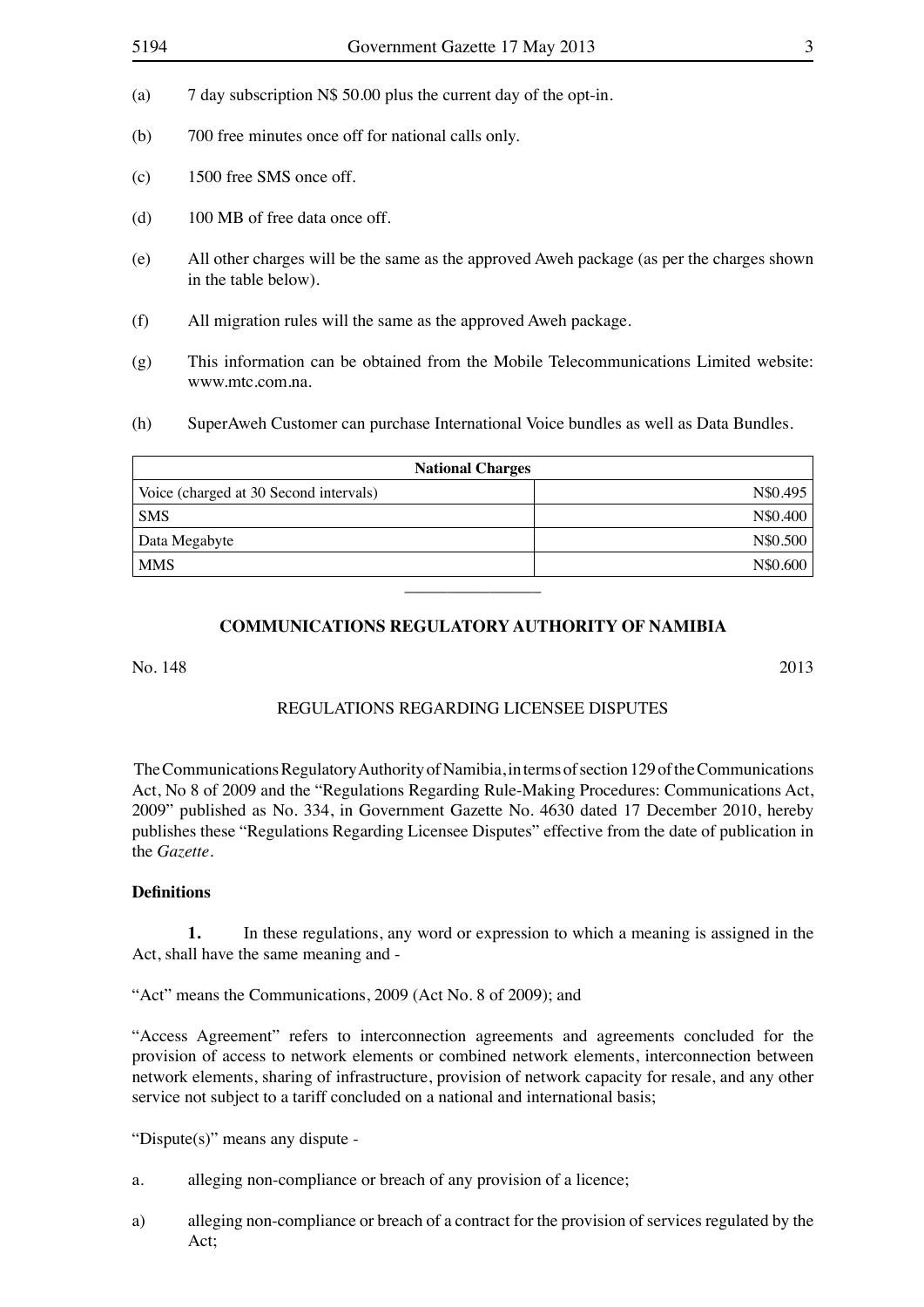(a) 7 day subscription N$ 50.00 plus the current day of the opt-in.

(b) 700 free minutes once off for national calls only.

(c) 1500 free SMS once off.

(d) 100 MB of free data once off.

(e) All other charges will be the same as the approved Aweh package (as per the charges shown in the table below).

(f) All migration rules will the same as the approved Aweh package.

(g) This information can be obtained from the Mobile Telecommunications Limited website: www.mtc.com.na.

(h) SuperAweh Customer can purchase International Voice bundles as well as Data Bundles.

| **National Charges** | |
|---|---|
| Voice (charged at 30 Second intervals) | N$0.495 |
| SMS | N$0.400 |
| Data Megabyte | N$0.500 |
| MMS | N$0.600 |

---

## COMMUNICATIONS REGULATORY AUTHORITY OF NAMIBIA

No. 148 2013

### REGULATIONS REGARDING LICENSEE DISPUTES

The Communications Regulatory Authority of Namibia, in terms of section 129 of the Communications Act, No 8 of 2009 and the "Regulations Regarding Rule-Making Procedures: Communications Act, 2009" published as No. 334, in Government Gazette No. 4630 dated 17 December 2010, hereby publishes these "Regulations Regarding Licensee Disputes" effective from the date of publication in the *Gazette*.

**Definitions**

**1.** In these regulations, any word or expression to which a meaning is assigned in the Act, shall have the same meaning and -

"Act" means the Communications, 2009 (Act No. 8 of 2009); and

"Access Agreement" refers to interconnection agreements and agreements concluded for the provision of access to network elements or combined network elements, interconnection between network elements, sharing of infrastructure, provision of network capacity for resale, and any other service not subject to a tariff concluded on a national and international basis;

"Dispute(s)" means any dispute -

a. alleging non-compliance or breach of any provision of a licence;

a) alleging non-compliance or breach of a contract for the provision of services regulated by the Act;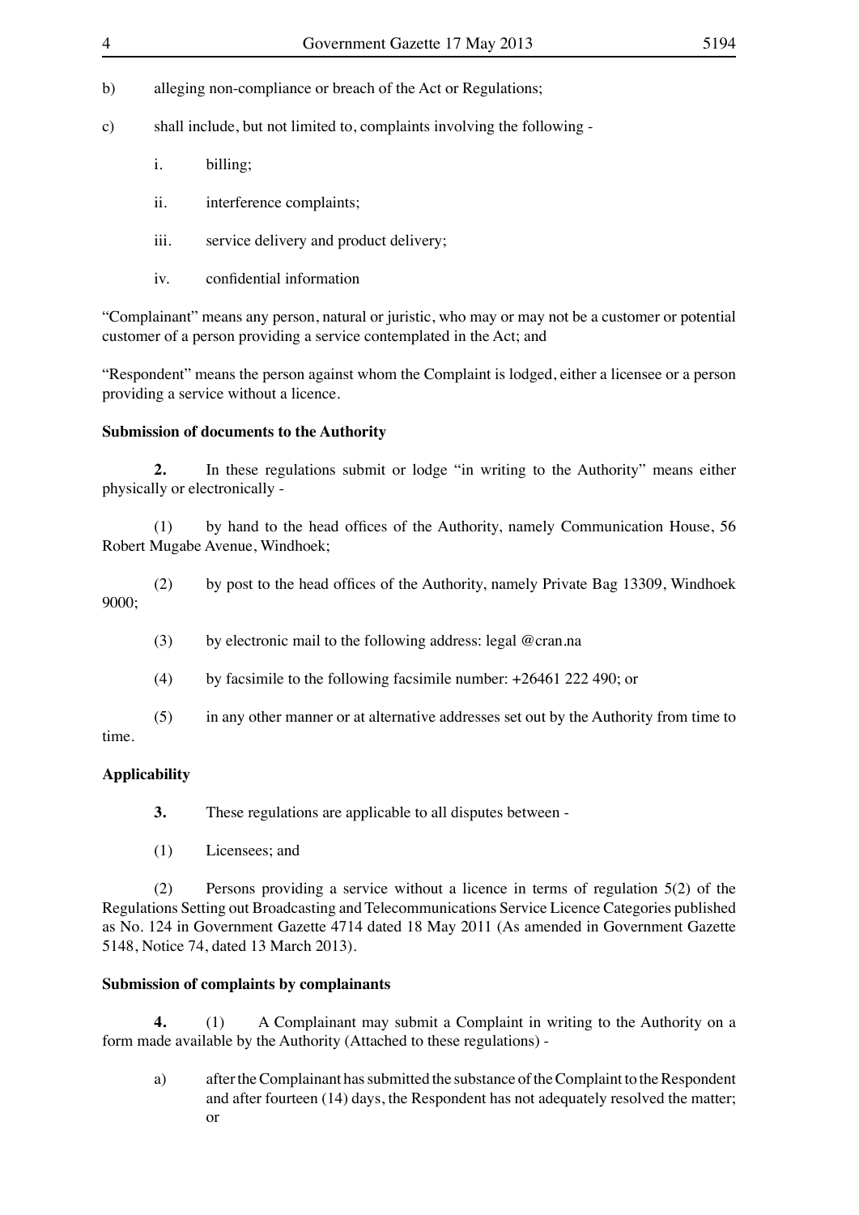b) alleging non-compliance or breach of the Act or Regulations;

c) shall include, but not limited to, complaints involving the following -

i. billing;

ii. interference complaints;

iii. service delivery and product delivery;

iv. confidential information

"Complainant" means any person, natural or juristic, who may or may not be a customer or potential customer of a person providing a service contemplated in the Act; and

"Respondent" means the person against whom the Complaint is lodged, either a licensee or a person providing a service without a licence.

**Submission of documents to the Authority**

**2.** In these regulations submit or lodge "in writing to the Authority" means either physically or electronically -

(1) by hand to the head offices of the Authority, namely Communication House, 56 Robert Mugabe Avenue, Windhoek;

(2) by post to the head offices of the Authority, namely Private Bag 13309, Windhoek 9000;

(3) by electronic mail to the following address: legal @cran.na

(4) by facsimile to the following facsimile number: +26461 222 490; or

(5) in any other manner or at alternative addresses set out by the Authority from time to time.

**Applicability**

**3.** These regulations are applicable to all disputes between -

(1) Licensees; and

(2) Persons providing a service without a licence in terms of regulation 5(2) of the Regulations Setting out Broadcasting and Telecommunications Service Licence Categories published as No. 124 in Government Gazette 4714 dated 18 May 2011 (As amended in Government Gazette 5148, Notice 74, dated 13 March 2013).

**Submission of complaints by complainants**

**4.** (1) A Complainant may submit a Complaint in writing to the Authority on a form made available by the Authority (Attached to these regulations) -

a) after the Complainant has submitted the substance of the Complaint to the Respondent and after fourteen (14) days, the Respondent has not adequately resolved the matter; or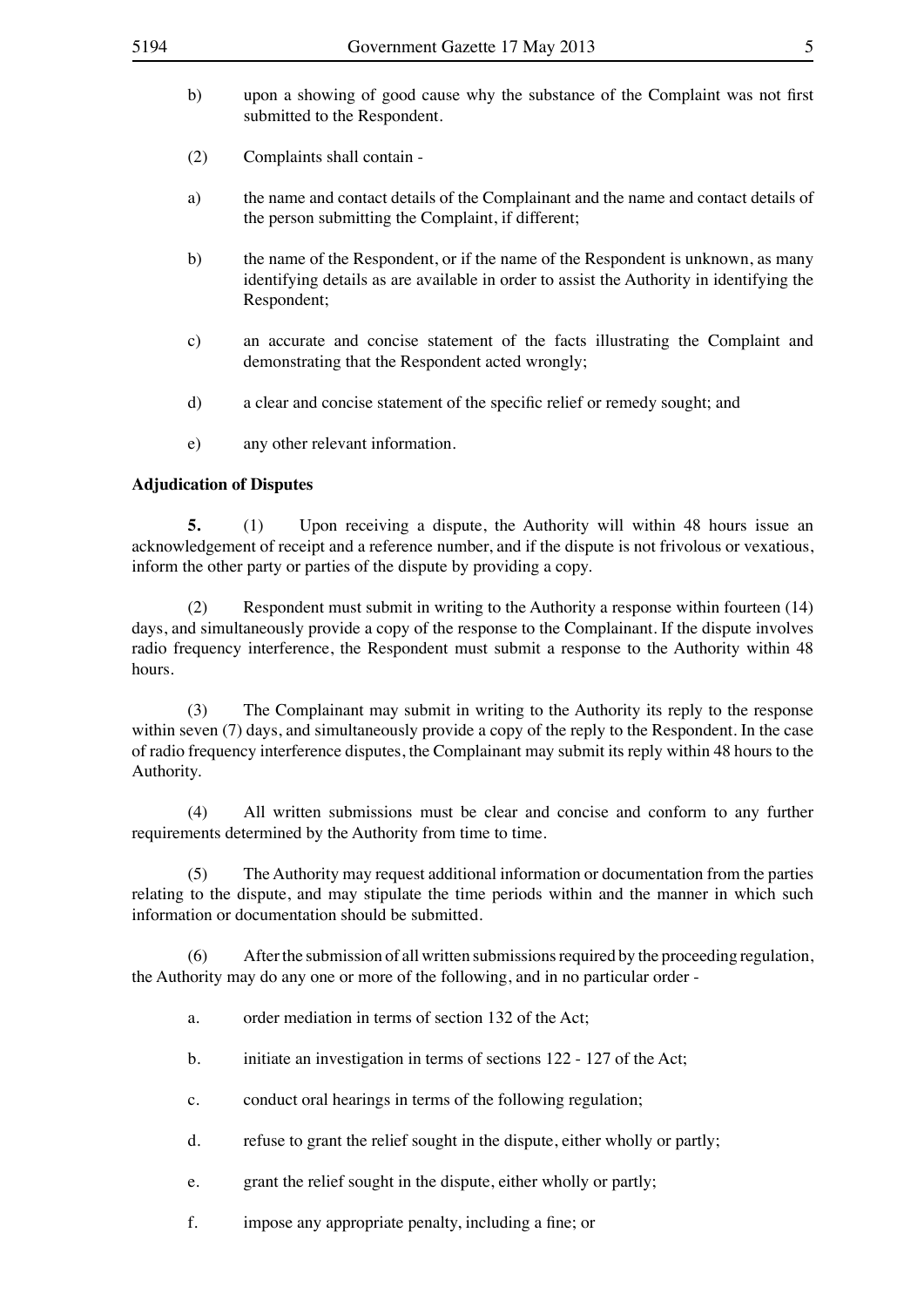b) upon a showing of good cause why the substance of the Complaint was not first submitted to the Respondent.

(2) Complaints shall contain -

a) the name and contact details of the Complainant and the name and contact details of the person submitting the Complaint, if different;

b) the name of the Respondent, or if the name of the Respondent is unknown, as many identifying details as are available in order to assist the Authority in identifying the Respondent;

c) an accurate and concise statement of the facts illustrating the Complaint and demonstrating that the Respondent acted wrongly;

d) a clear and concise statement of the specific relief or remedy sought; and

e) any other relevant information.

**Adjudication of Disputes**

**5.** (1) Upon receiving a dispute, the Authority will within 48 hours issue an acknowledgement of receipt and a reference number, and if the dispute is not frivolous or vexatious, inform the other party or parties of the dispute by providing a copy.

(2) Respondent must submit in writing to the Authority a response within fourteen (14) days, and simultaneously provide a copy of the response to the Complainant. If the dispute involves radio frequency interference, the Respondent must submit a response to the Authority within 48 hours.

(3) The Complainant may submit in writing to the Authority its reply to the response within seven (7) days, and simultaneously provide a copy of the reply to the Respondent. In the case of radio frequency interference disputes, the Complainant may submit its reply within 48 hours to the Authority.

(4) All written submissions must be clear and concise and conform to any further requirements determined by the Authority from time to time.

(5) The Authority may request additional information or documentation from the parties relating to the dispute, and may stipulate the time periods within and the manner in which such information or documentation should be submitted.

(6) After the submission of all written submissions required by the proceeding regulation, the Authority may do any one or more of the following, and in no particular order -

a. order mediation in terms of section 132 of the Act;

b. initiate an investigation in terms of sections 122 - 127 of the Act;

c. conduct oral hearings in terms of the following regulation;

d. refuse to grant the relief sought in the dispute, either wholly or partly;

e. grant the relief sought in the dispute, either wholly or partly;

f. impose any appropriate penalty, including a fine; or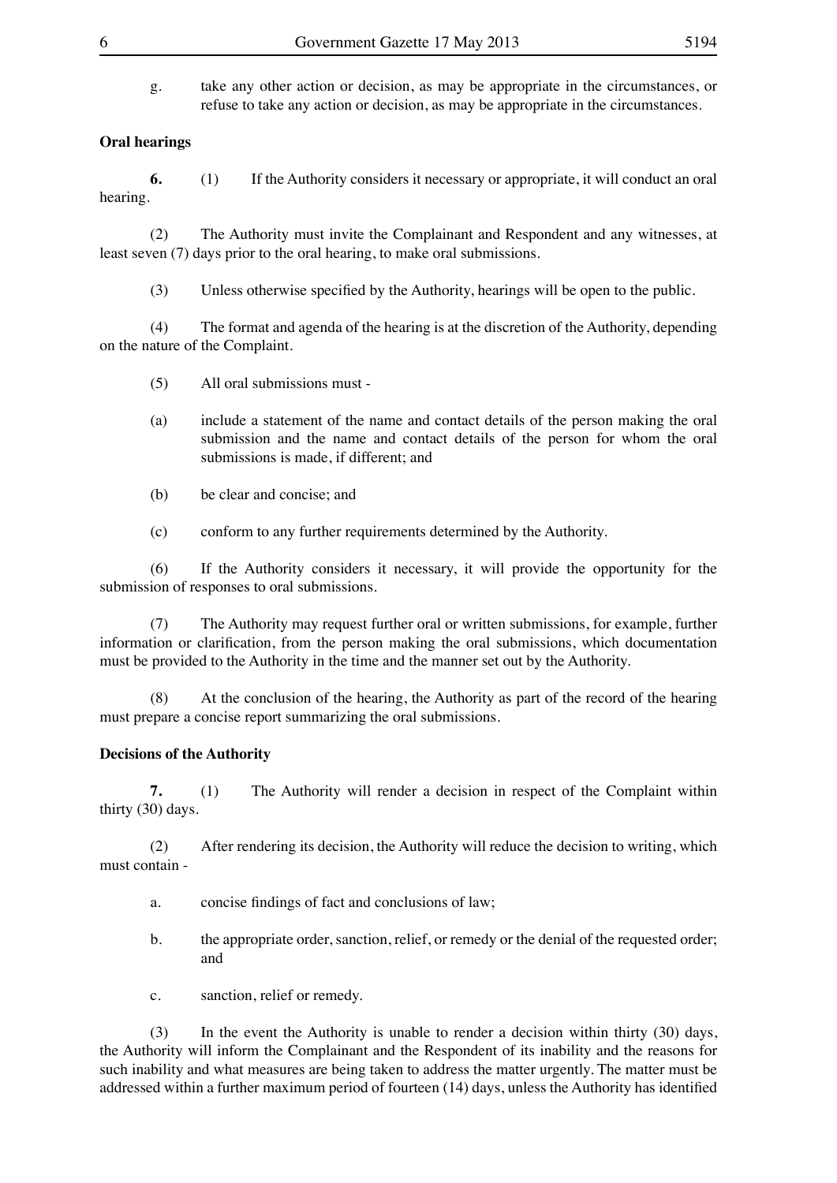g. take any other action or decision, as may be appropriate in the circumstances, or refuse to take any action or decision, as may be appropriate in the circumstances.

**Oral hearings**

**6.** (1) If the Authority considers it necessary or appropriate, it will conduct an oral hearing.

(2) The Authority must invite the Complainant and Respondent and any witnesses, at least seven (7) days prior to the oral hearing, to make oral submissions.

(3) Unless otherwise specified by the Authority, hearings will be open to the public.

(4) The format and agenda of the hearing is at the discretion of the Authority, depending on the nature of the Complaint.

(5) All oral submissions must -

(a) include a statement of the name and contact details of the person making the oral submission and the name and contact details of the person for whom the oral submissions is made, if different; and

(b) be clear and concise; and

(c) conform to any further requirements determined by the Authority.

(6) If the Authority considers it necessary, it will provide the opportunity for the submission of responses to oral submissions.

(7) The Authority may request further oral or written submissions, for example, further information or clarification, from the person making the oral submissions, which documentation must be provided to the Authority in the time and the manner set out by the Authority.

(8) At the conclusion of the hearing, the Authority as part of the record of the hearing must prepare a concise report summarizing the oral submissions.

**Decisions of the Authority**

**7.** (1) The Authority will render a decision in respect of the Complaint within thirty (30) days.

(2) After rendering its decision, the Authority will reduce the decision to writing, which must contain -

a. concise findings of fact and conclusions of law;

b. the appropriate order, sanction, relief, or remedy or the denial of the requested order; and

c. sanction, relief or remedy.

(3) In the event the Authority is unable to render a decision within thirty (30) days, the Authority will inform the Complainant and the Respondent of its inability and the reasons for such inability and what measures are being taken to address the matter urgently. The matter must be addressed within a further maximum period of fourteen (14) days, unless the Authority has identified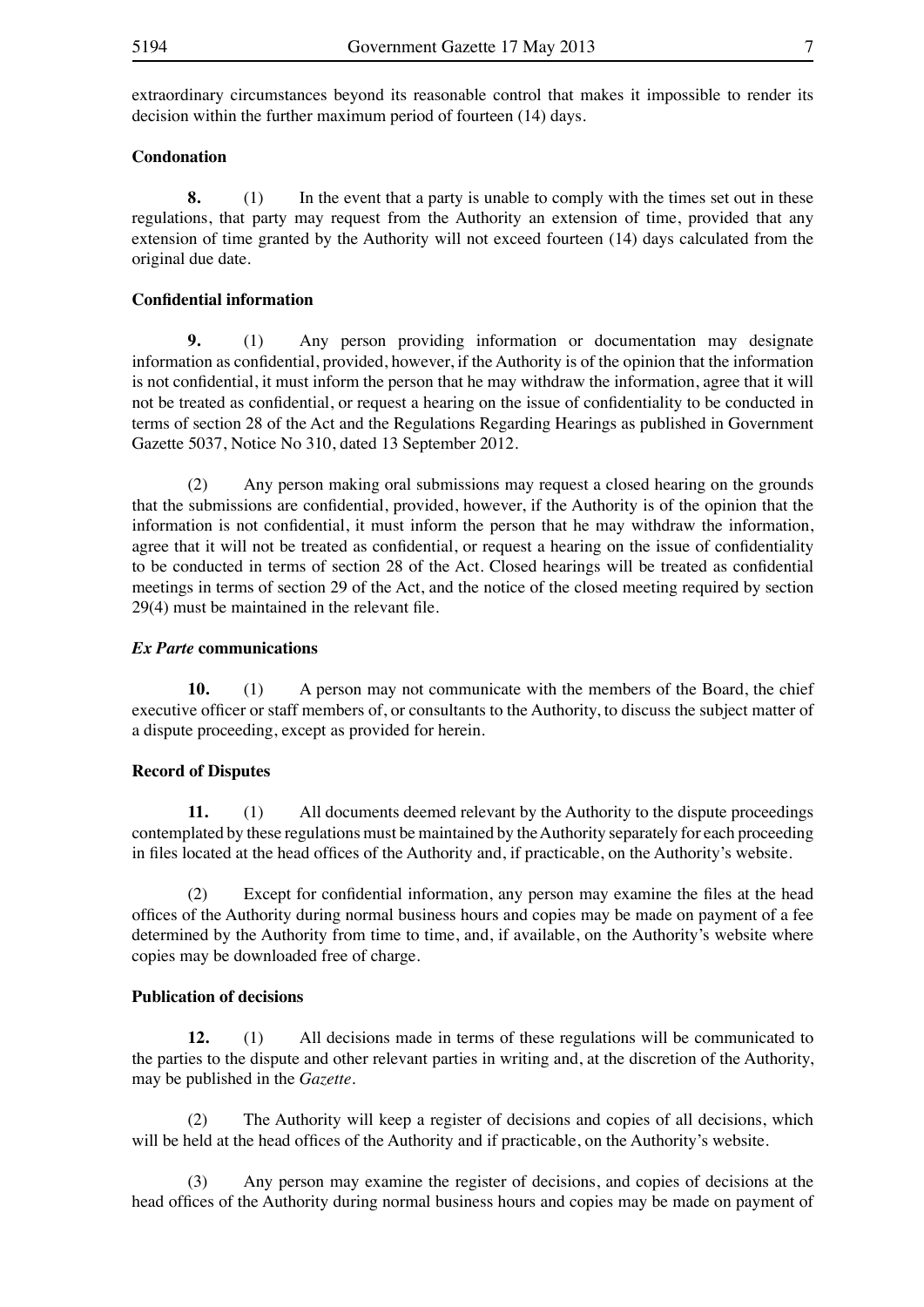extraordinary circumstances beyond its reasonable control that makes it impossible to render its decision within the further maximum period of fourteen (14) days.

**Condonation**

**8.** (1) In the event that a party is unable to comply with the times set out in these regulations, that party may request from the Authority an extension of time, provided that any extension of time granted by the Authority will not exceed fourteen (14) days calculated from the original due date.

**Confidential information**

**9.** (1) Any person providing information or documentation may designate information as confidential, provided, however, if the Authority is of the opinion that the information is not confidential, it must inform the person that he may withdraw the information, agree that it will not be treated as confidential, or request a hearing on the issue of confidentiality to be conducted in terms of section 28 of the Act and the Regulations Regarding Hearings as published in Government Gazette 5037, Notice No 310, dated 13 September 2012.

(2) Any person making oral submissions may request a closed hearing on the grounds that the submissions are confidential, provided, however, if the Authority is of the opinion that the information is not confidential, it must inform the person that he may withdraw the information, agree that it will not be treated as confidential, or request a hearing on the issue of confidentiality to be conducted in terms of section 28 of the Act. Closed hearings will be treated as confidential meetings in terms of section 29 of the Act, and the notice of the closed meeting required by section 29(4) must be maintained in the relevant file.

***Ex Parte* communications**

**10.** (1) A person may not communicate with the members of the Board, the chief executive officer or staff members of, or consultants to the Authority, to discuss the subject matter of a dispute proceeding, except as provided for herein.

**Record of Disputes**

**11.** (1) All documents deemed relevant by the Authority to the dispute proceedings contemplated by these regulations must be maintained by the Authority separately for each proceeding in files located at the head offices of the Authority and, if practicable, on the Authority's website.

(2) Except for confidential information, any person may examine the files at the head offices of the Authority during normal business hours and copies may be made on payment of a fee determined by the Authority from time to time, and, if available, on the Authority's website where copies may be downloaded free of charge.

**Publication of decisions**

**12.** (1) All decisions made in terms of these regulations will be communicated to the parties to the dispute and other relevant parties in writing and, at the discretion of the Authority, may be published in the *Gazette*.

(2) The Authority will keep a register of decisions and copies of all decisions, which will be held at the head offices of the Authority and if practicable, on the Authority's website.

(3) Any person may examine the register of decisions, and copies of decisions at the head offices of the Authority during normal business hours and copies may be made on payment of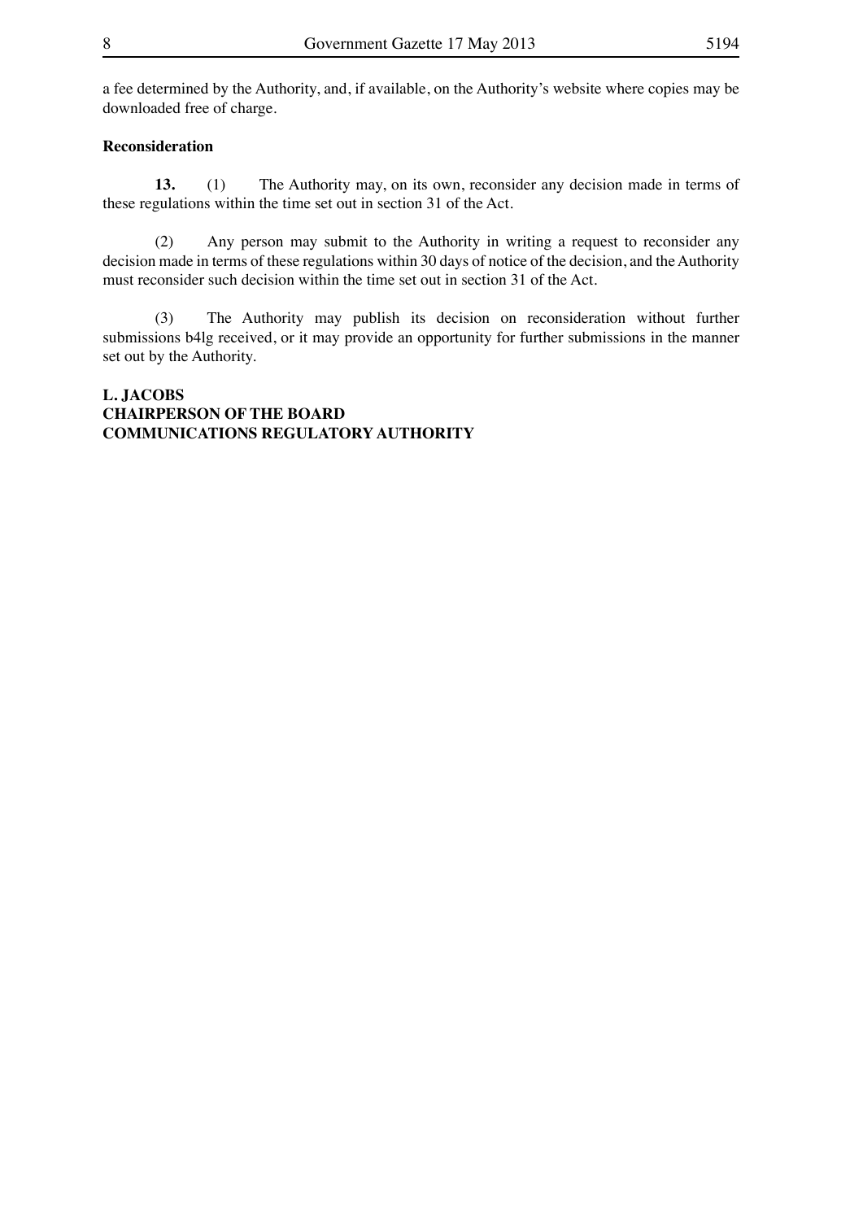a fee determined by the Authority, and, if available, on the Authority's website where copies may be downloaded free of charge.

**Reconsideration**

**13.** (1) The Authority may, on its own, reconsider any decision made in terms of these regulations within the time set out in section 31 of the Act.

(2) Any person may submit to the Authority in writing a request to reconsider any decision made in terms of these regulations within 30 days of notice of the decision, and the Authority must reconsider such decision within the time set out in section 31 of the Act.

(3) The Authority may publish its decision on reconsideration without further submissions b4lg received, or it may provide an opportunity for further submissions in the manner set out by the Authority.

**L. JACOBS**
**CHAIRPERSON OF THE BOARD**
**COMMUNICATIONS REGULATORY AUTHORITY**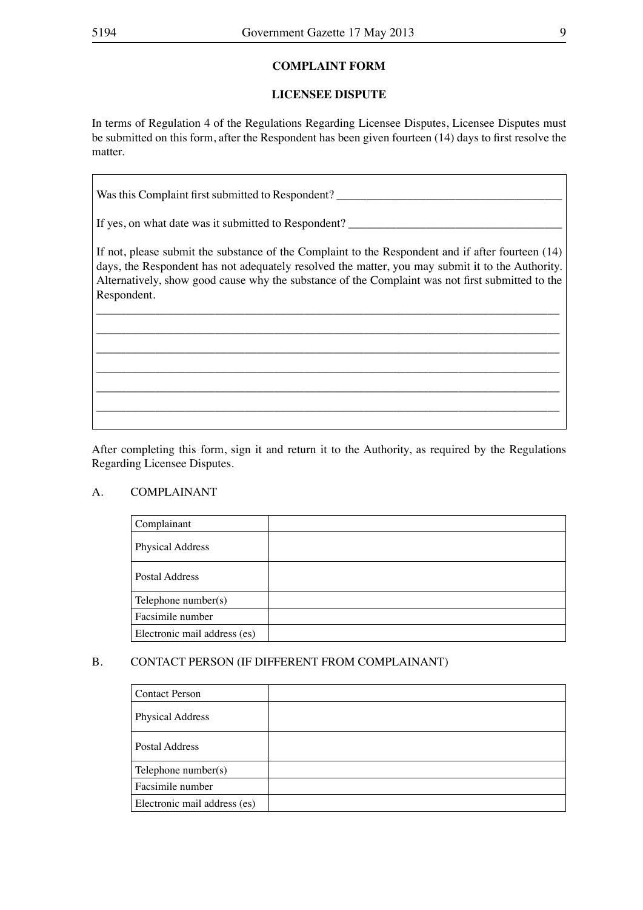## COMPLAINT FORM

## LICENSEE DISPUTE

In terms of Regulation 4 of the Regulations Regarding Licensee Disputes, Licensee Disputes must be submitted on this form, after the Respondent has been given fourteen (14) days to first resolve the matter.

Was this Complaint first submitted to Respondent? ______________________________________

If yes, on what date was it submitted to Respondent? ____________________________________

If not, please submit the substance of the Complaint to the Respondent and if after fourteen (14) days, the Respondent has not adequately resolved the matter, you may submit it to the Authority. Alternatively, show good cause why the substance of the Complaint was not first submitted to the Respondent.

_______________________________________________________________________________

_______________________________________________________________________________

_______________________________________________________________________________

_______________________________________________________________________________

_______________________________________________________________________________

_______________________________________________________________________________

After completing this form, sign it and return it to the Authority, as required by the Regulations Regarding Licensee Disputes.

A. COMPLAINANT

| Complainant | |
|---|---|
| Physical Address | |
| Postal Address | |
| Telephone number(s) | |
| Facsimile number | |
| Electronic mail address (es) | |

B. CONTACT PERSON (IF DIFFERENT FROM COMPLAINANT)

| Contact Person | |
|---|---|
| Physical Address | |
| Postal Address | |
| Telephone number(s) | |
| Facsimile number | |
| Electronic mail address (es) | |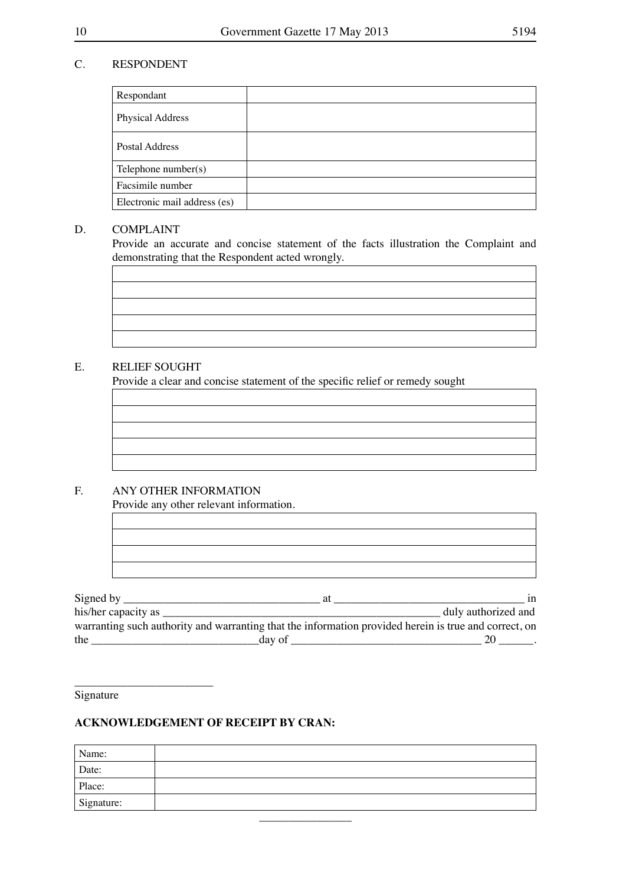C. RESPONDENT

| Respondant | |
|---|---|
| Physical Address | |
| Postal Address | |
| Telephone number(s) | |
| Facsimile number | |
| Electronic mail address (es) | |

D. COMPLAINT

Provide an accurate and concise statement of the facts illustration the Complaint and demonstrating that the Respondent acted wrongly.

| |
|---|
| |
| |
| |
| |

E. RELIEF SOUGHT

Provide a clear and concise statement of the specific relief or remedy sought

| |
|---|
| |
| |
| |
| |

F. ANY OTHER INFORMATION

Provide any other relevant information.

| |
|---|
| |
| |
| |

Signed by ___________________________________ at __________________________________ in his/her capacity as ___________________________________________________ duly authorized and warranting such authority and warranting that the information provided herein is true and correct, on the ______________________________day of __________________________________ 20 ______.

________________________

Signature

**ACKNOWLEDGEMENT OF RECEIPT BY CRAN:**

| Name: | |
|---|---|
| Date: | |
| Place: | |
| Signature: | |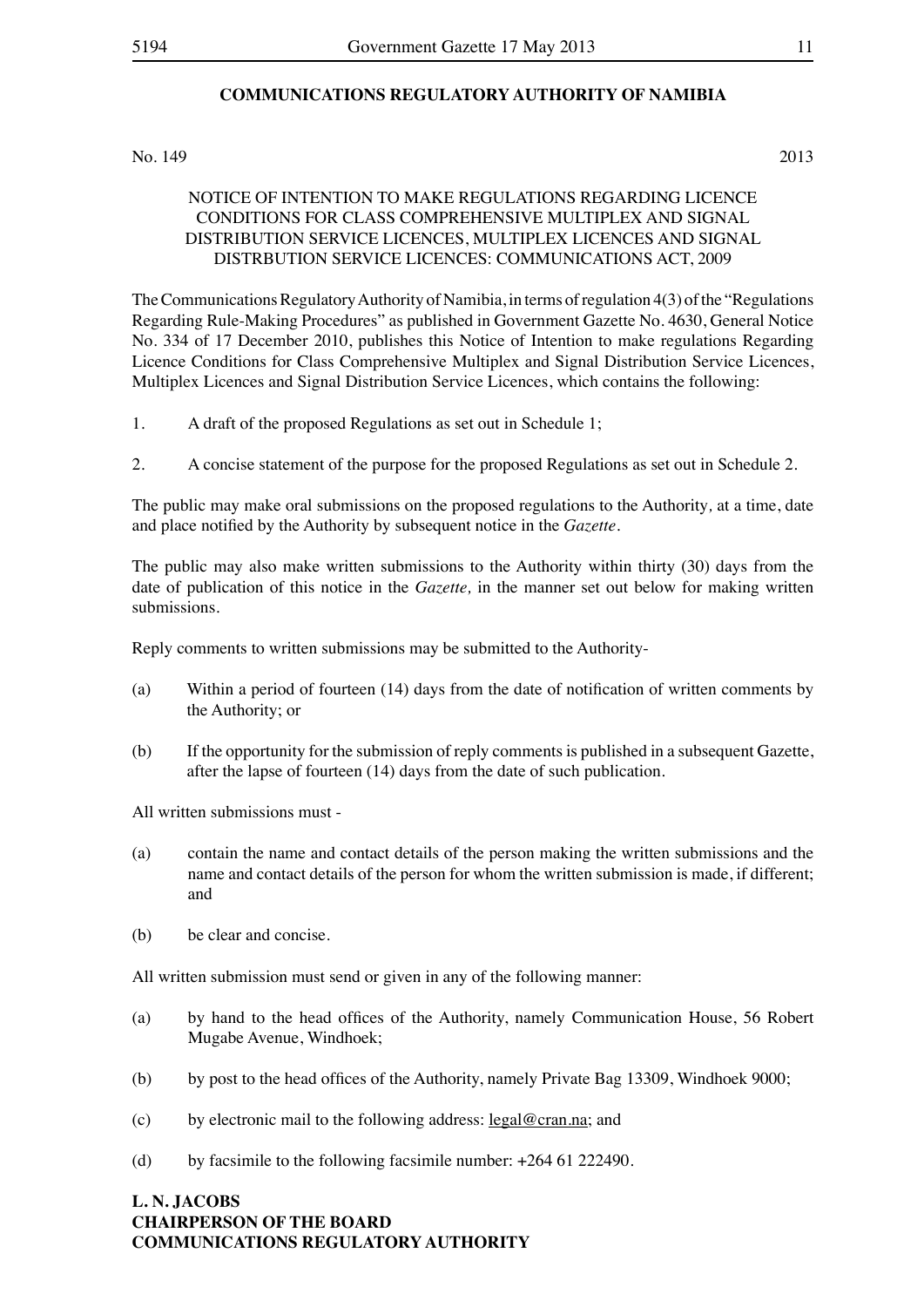## COMMUNICATIONS REGULATORY AUTHORITY OF NAMIBIA

No. 149 2013

NOTICE OF INTENTION TO MAKE REGULATIONS REGARDING LICENCE CONDITIONS FOR CLASS COMPREHENSIVE MULTIPLEX AND SIGNAL DISTRIBUTION SERVICE LICENCES, MULTIPLEX LICENCES AND SIGNAL DISTRBUTION SERVICE LICENCES: COMMUNICATIONS ACT, 2009

The Communications Regulatory Authority of Namibia, in terms of regulation 4(3) of the "Regulations Regarding Rule-Making Procedures" as published in Government Gazette No. 4630, General Notice No. 334 of 17 December 2010, publishes this Notice of Intention to make regulations Regarding Licence Conditions for Class Comprehensive Multiplex and Signal Distribution Service Licences, Multiplex Licences and Signal Distribution Service Licences, which contains the following:

1. A draft of the proposed Regulations as set out in Schedule 1;

2. A concise statement of the purpose for the proposed Regulations as set out in Schedule 2.

The public may make oral submissions on the proposed regulations to the Authority*,* at a time, date and place notified by the Authority by subsequent notice in the *Gazette*.

The public may also make written submissions to the Authority within thirty (30) days from the date of publication of this notice in the *Gazette,* in the manner set out below for making written submissions.

Reply comments to written submissions may be submitted to the Authority-

(a) Within a period of fourteen (14) days from the date of notification of written comments by the Authority; or

(b) If the opportunity for the submission of reply comments is published in a subsequent Gazette, after the lapse of fourteen (14) days from the date of such publication.

All written submissions must -

(a) contain the name and contact details of the person making the written submissions and the name and contact details of the person for whom the written submission is made, if different; and

(b) be clear and concise.

All written submission must send or given in any of the following manner:

(a) by hand to the head offices of the Authority, namely Communication House, 56 Robert Mugabe Avenue, Windhoek;

(b) by post to the head offices of the Authority, namely Private Bag 13309, Windhoek 9000;

(c) by electronic mail to the following address: legal@cran.na; and

(d) by facsimile to the following facsimile number: +264 61 222490.

**L. N. JACOBS**
**CHAIRPERSON OF THE BOARD**
**COMMUNICATIONS REGULATORY AUTHORITY**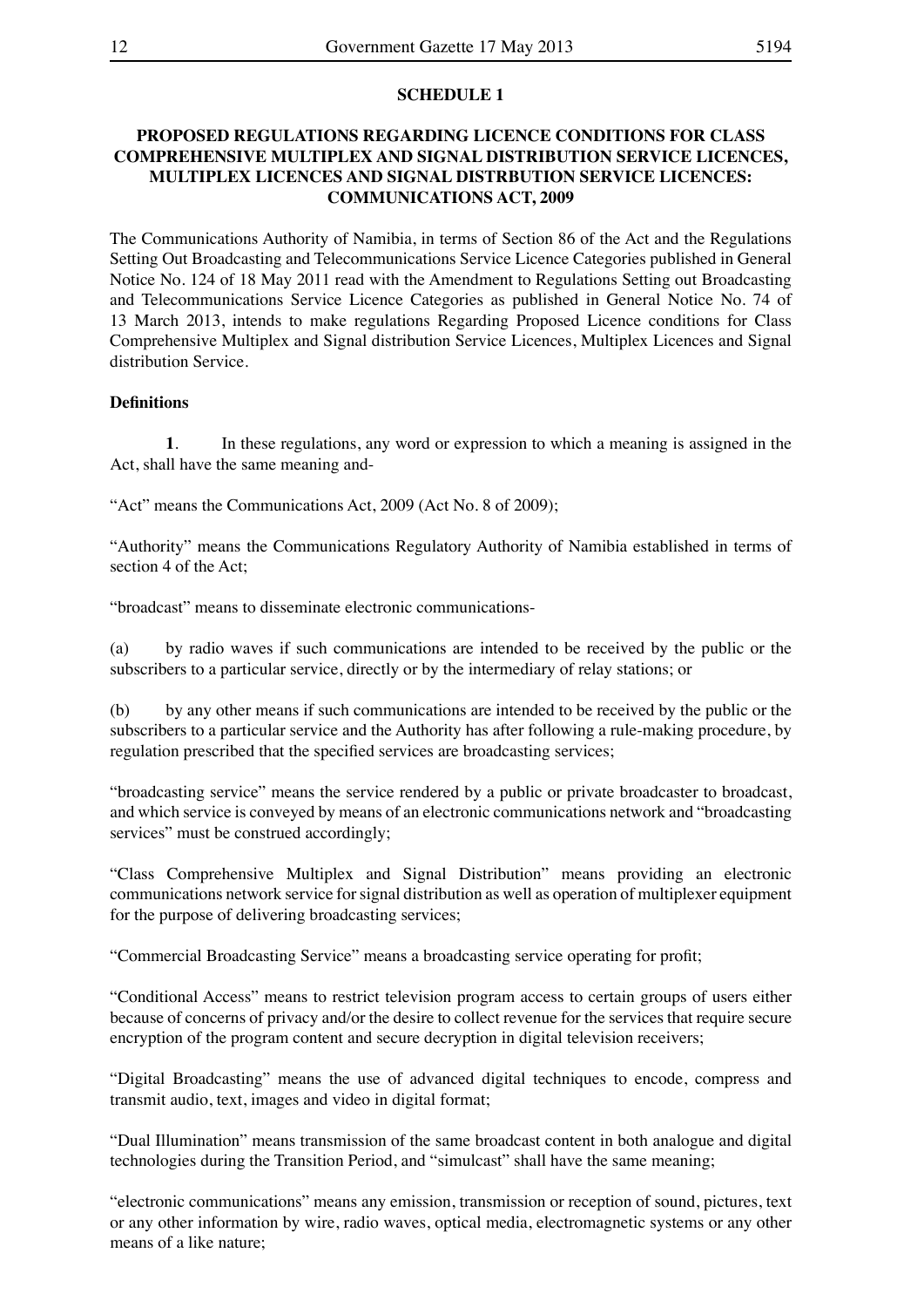**SCHEDULE 1**

**PROPOSED REGULATIONS REGARDING LICENCE CONDITIONS FOR CLASS COMPREHENSIVE MULTIPLEX AND SIGNAL DISTRIBUTION SERVICE LICENCES, MULTIPLEX LICENCES AND SIGNAL DISTRBUTION SERVICE LICENCES: COMMUNICATIONS ACT, 2009**

The Communications Authority of Namibia, in terms of Section 86 of the Act and the Regulations Setting Out Broadcasting and Telecommunications Service Licence Categories published in General Notice No. 124 of 18 May 2011 read with the Amendment to Regulations Setting out Broadcasting and Telecommunications Service Licence Categories as published in General Notice No. 74 of 13 March 2013, intends to make regulations Regarding Proposed Licence conditions for Class Comprehensive Multiplex and Signal distribution Service Licences, Multiplex Licences and Signal distribution Service.

**Definitions**

**1**. In these regulations, any word or expression to which a meaning is assigned in the Act, shall have the same meaning and-

"Act" means the Communications Act, 2009 (Act No. 8 of 2009);

"Authority" means the Communications Regulatory Authority of Namibia established in terms of section 4 of the Act;

"broadcast" means to disseminate electronic communications-

(a) by radio waves if such communications are intended to be received by the public or the subscribers to a particular service, directly or by the intermediary of relay stations; or

(b) by any other means if such communications are intended to be received by the public or the subscribers to a particular service and the Authority has after following a rule-making procedure, by regulation prescribed that the specified services are broadcasting services;

"broadcasting service" means the service rendered by a public or private broadcaster to broadcast, and which service is conveyed by means of an electronic communications network and "broadcasting services" must be construed accordingly;

"Class Comprehensive Multiplex and Signal Distribution" means providing an electronic communications network service for signal distribution as well as operation of multiplexer equipment for the purpose of delivering broadcasting services;

"Commercial Broadcasting Service" means a broadcasting service operating for profit;

"Conditional Access" means to restrict television program access to certain groups of users either because of concerns of privacy and/or the desire to collect revenue for the services that require secure encryption of the program content and secure decryption in digital television receivers;

"Digital Broadcasting" means the use of advanced digital techniques to encode, compress and transmit audio, text, images and video in digital format;

"Dual Illumination" means transmission of the same broadcast content in both analogue and digital technologies during the Transition Period, and "simulcast" shall have the same meaning;

"electronic communications" means any emission, transmission or reception of sound, pictures, text or any other information by wire, radio waves, optical media, electromagnetic systems or any other means of a like nature;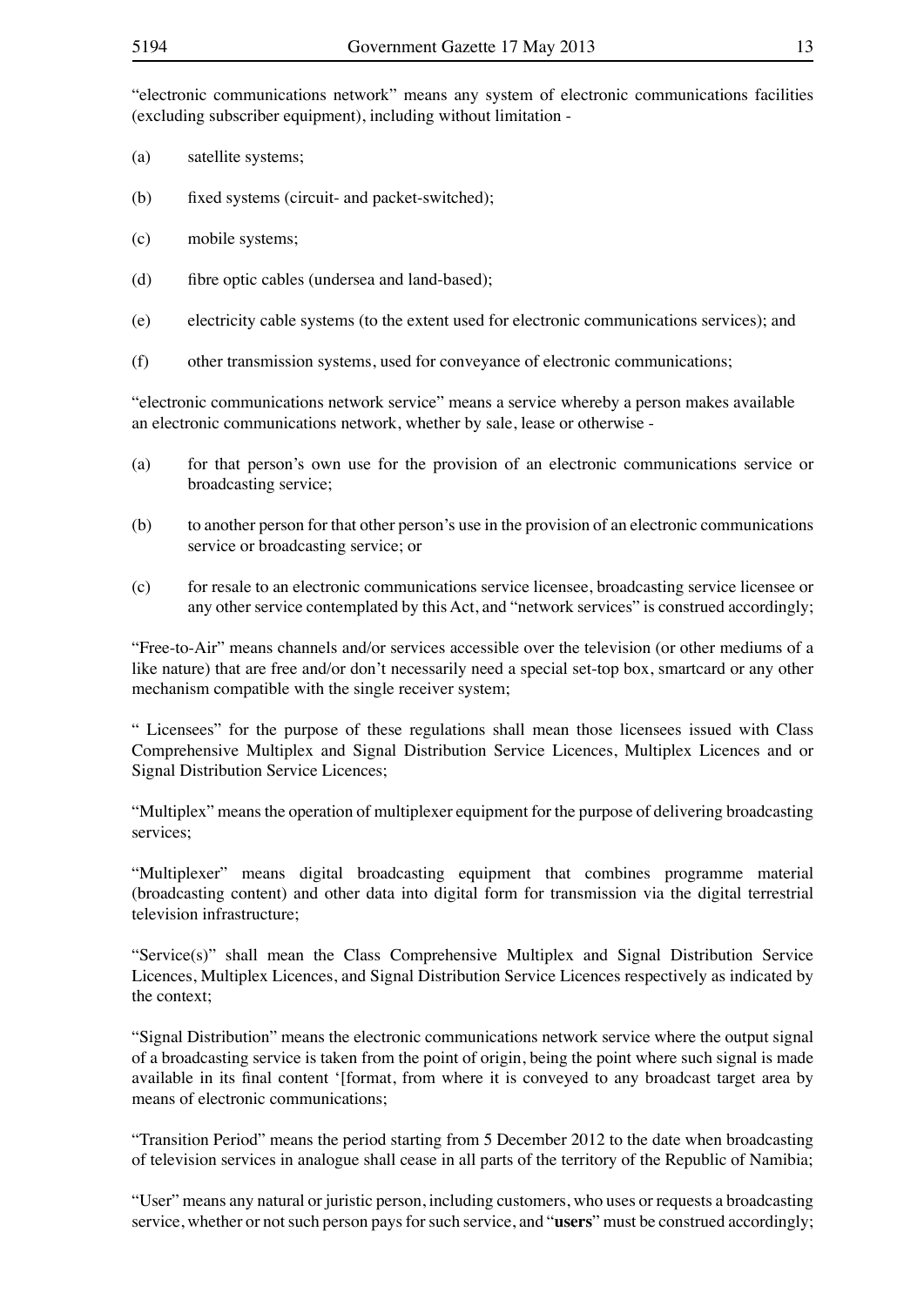"electronic communications network" means any system of electronic communications facilities (excluding subscriber equipment), including without limitation -

(a) satellite systems;

(b) fixed systems (circuit- and packet-switched);

(c) mobile systems;

(d) fibre optic cables (undersea and land-based);

(e) electricity cable systems (to the extent used for electronic communications services); and

(f) other transmission systems, used for conveyance of electronic communications;

"electronic communications network service" means a service whereby a person makes available an electronic communications network, whether by sale, lease or otherwise -

(a) for that person's own use for the provision of an electronic communications service or broadcasting service;

(b) to another person for that other person's use in the provision of an electronic communications service or broadcasting service; or

(c) for resale to an electronic communications service licensee, broadcasting service licensee or any other service contemplated by this Act, and "network services" is construed accordingly;

"Free-to-Air" means channels and/or services accessible over the television (or other mediums of a like nature) that are free and/or don't necessarily need a special set-top box, smartcard or any other mechanism compatible with the single receiver system;

" Licensees" for the purpose of these regulations shall mean those licensees issued with Class Comprehensive Multiplex and Signal Distribution Service Licences, Multiplex Licences and or Signal Distribution Service Licences;

"Multiplex" means the operation of multiplexer equipment for the purpose of delivering broadcasting services;

"Multiplexer" means digital broadcasting equipment that combines programme material (broadcasting content) and other data into digital form for transmission via the digital terrestrial television infrastructure;

"Service(s)" shall mean the Class Comprehensive Multiplex and Signal Distribution Service Licences, Multiplex Licences, and Signal Distribution Service Licences respectively as indicated by the context;

"Signal Distribution" means the electronic communications network service where the output signal of a broadcasting service is taken from the point of origin, being the point where such signal is made available in its final content '[format, from where it is conveyed to any broadcast target area by means of electronic communications;

"Transition Period" means the period starting from 5 December 2012 to the date when broadcasting of television services in analogue shall cease in all parts of the territory of the Republic of Namibia;

"User" means any natural or juristic person, including customers, who uses or requests a broadcasting service, whether or not such person pays for such service, and "**users**" must be construed accordingly;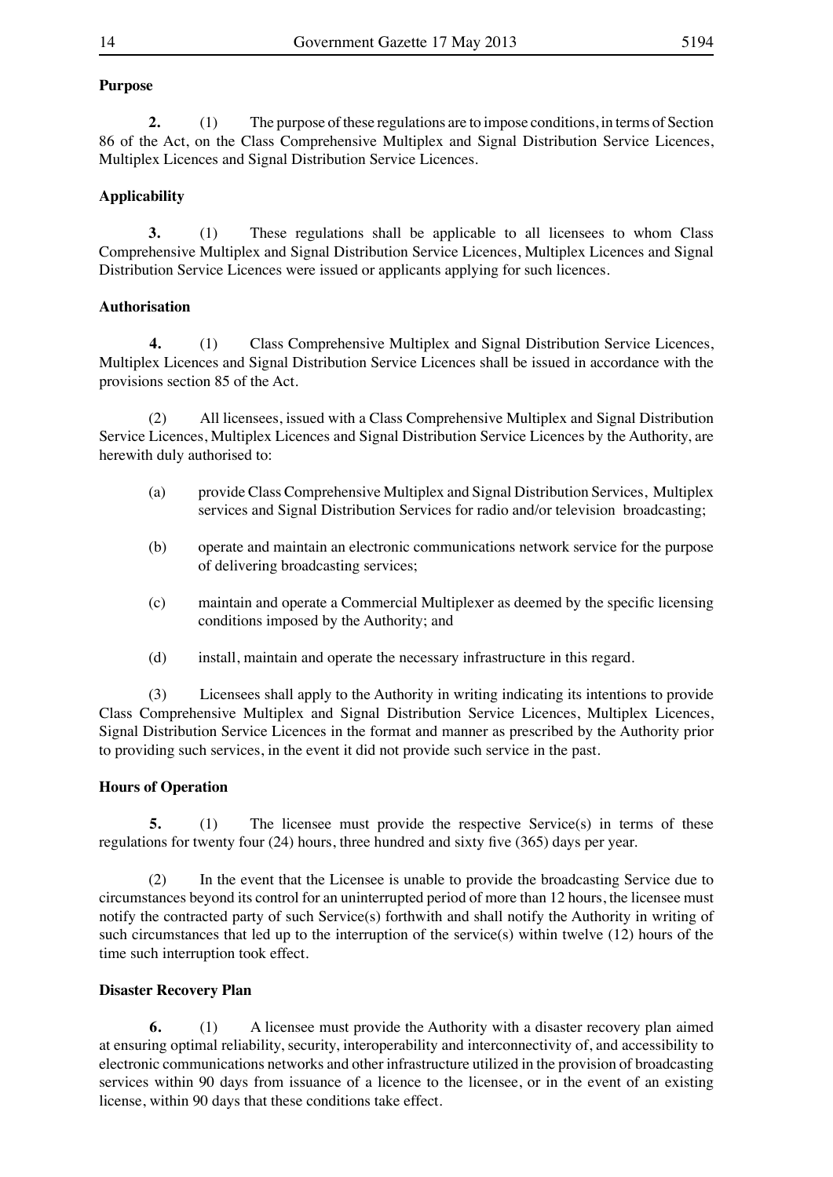**Purpose**

**2.** (1) The purpose of these regulations are to impose conditions, in terms of Section 86 of the Act, on the Class Comprehensive Multiplex and Signal Distribution Service Licences, Multiplex Licences and Signal Distribution Service Licences.

**Applicability**

**3.** (1) These regulations shall be applicable to all licensees to whom Class Comprehensive Multiplex and Signal Distribution Service Licences, Multiplex Licences and Signal Distribution Service Licences were issued or applicants applying for such licences.

**Authorisation**

**4.** (1) Class Comprehensive Multiplex and Signal Distribution Service Licences, Multiplex Licences and Signal Distribution Service Licences shall be issued in accordance with the provisions section 85 of the Act.

(2) All licensees, issued with a Class Comprehensive Multiplex and Signal Distribution Service Licences, Multiplex Licences and Signal Distribution Service Licences by the Authority, are herewith duly authorised to:

(a) provide Class Comprehensive Multiplex and Signal Distribution Services, Multiplex services and Signal Distribution Services for radio and/or television broadcasting;

(b) operate and maintain an electronic communications network service for the purpose of delivering broadcasting services;

(c) maintain and operate a Commercial Multiplexer as deemed by the specific licensing conditions imposed by the Authority; and

(d) install, maintain and operate the necessary infrastructure in this regard.

(3) Licensees shall apply to the Authority in writing indicating its intentions to provide Class Comprehensive Multiplex and Signal Distribution Service Licences, Multiplex Licences, Signal Distribution Service Licences in the format and manner as prescribed by the Authority prior to providing such services, in the event it did not provide such service in the past.

**Hours of Operation**

**5.** (1) The licensee must provide the respective Service(s) in terms of these regulations for twenty four (24) hours, three hundred and sixty five (365) days per year.

(2) In the event that the Licensee is unable to provide the broadcasting Service due to circumstances beyond its control for an uninterrupted period of more than 12 hours, the licensee must notify the contracted party of such Service(s) forthwith and shall notify the Authority in writing of such circumstances that led up to the interruption of the service(s) within twelve (12) hours of the time such interruption took effect.

**Disaster Recovery Plan**

**6.** (1) A licensee must provide the Authority with a disaster recovery plan aimed at ensuring optimal reliability, security, interoperability and interconnectivity of, and accessibility to electronic communications networks and other infrastructure utilized in the provision of broadcasting services within 90 days from issuance of a licence to the licensee, or in the event of an existing license, within 90 days that these conditions take effect.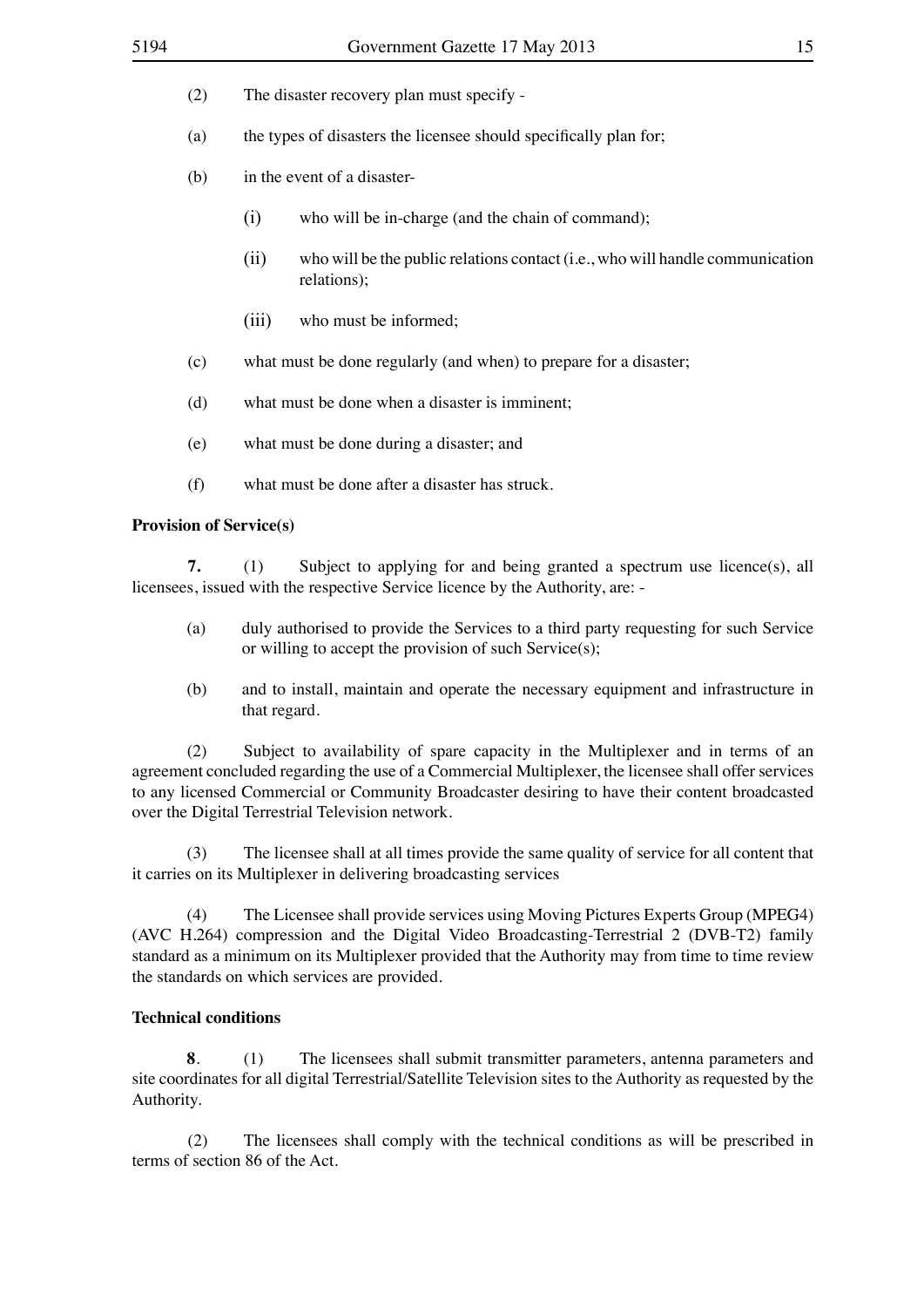(2) The disaster recovery plan must specify -

(a) the types of disasters the licensee should specifically plan for;

(b) in the event of a disaster-

 (i) who will be in-charge (and the chain of command);

 (ii) who will be the public relations contact (i.e., who will handle communication relations);

 (iii) who must be informed;

(c) what must be done regularly (and when) to prepare for a disaster;

(d) what must be done when a disaster is imminent;

(e) what must be done during a disaster; and

(f) what must be done after a disaster has struck.

**Provision of Service(s)**

**7.** (1) Subject to applying for and being granted a spectrum use licence(s), all licensees, issued with the respective Service licence by the Authority, are: -

(a) duly authorised to provide the Services to a third party requesting for such Service or willing to accept the provision of such Service(s);

(b) and to install, maintain and operate the necessary equipment and infrastructure in that regard.

(2) Subject to availability of spare capacity in the Multiplexer and in terms of an agreement concluded regarding the use of a Commercial Multiplexer, the licensee shall offer services to any licensed Commercial or Community Broadcaster desiring to have their content broadcasted over the Digital Terrestrial Television network.

(3) The licensee shall at all times provide the same quality of service for all content that it carries on its Multiplexer in delivering broadcasting services

(4) The Licensee shall provide services using Moving Pictures Experts Group (MPEG4) (AVC H.264) compression and the Digital Video Broadcasting-Terrestrial 2 (DVB-T2) family standard as a minimum on its Multiplexer provided that the Authority may from time to time review the standards on which services are provided.

**Technical conditions**

**8**. (1) The licensees shall submit transmitter parameters, antenna parameters and site coordinates for all digital Terrestrial/Satellite Television sites to the Authority as requested by the Authority.

(2) The licensees shall comply with the technical conditions as will be prescribed in terms of section 86 of the Act.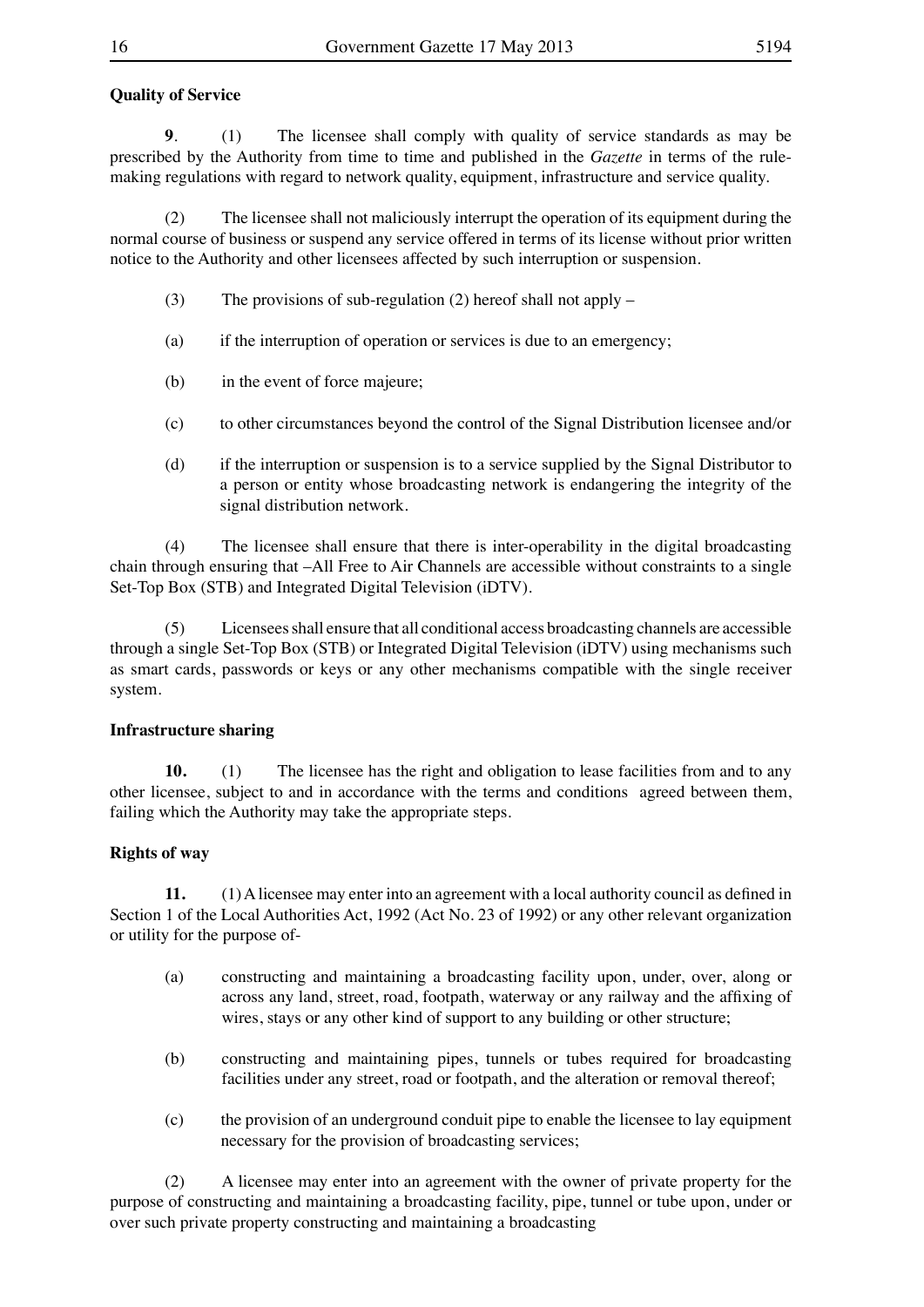**Quality of Service**

**9**. (1) The licensee shall comply with quality of service standards as may be prescribed by the Authority from time to time and published in the *Gazette* in terms of the rule-making regulations with regard to network quality, equipment, infrastructure and service quality.

(2) The licensee shall not maliciously interrupt the operation of its equipment during the normal course of business or suspend any service offered in terms of its license without prior written notice to the Authority and other licensees affected by such interruption or suspension.

(3) The provisions of sub-regulation (2) hereof shall not apply –

(a) if the interruption of operation or services is due to an emergency;

(b) in the event of force majeure;

(c) to other circumstances beyond the control of the Signal Distribution licensee and/or

(d) if the interruption or suspension is to a service supplied by the Signal Distributor to a person or entity whose broadcasting network is endangering the integrity of the signal distribution network.

(4) The licensee shall ensure that there is inter-operability in the digital broadcasting chain through ensuring that –All Free to Air Channels are accessible without constraints to a single Set-Top Box (STB) and Integrated Digital Television (iDTV).

(5) Licensees shall ensure that all conditional access broadcasting channels are accessible through a single Set-Top Box (STB) or Integrated Digital Television (iDTV) using mechanisms such as smart cards, passwords or keys or any other mechanisms compatible with the single receiver system.

**Infrastructure sharing**

**10.** (1) The licensee has the right and obligation to lease facilities from and to any other licensee, subject to and in accordance with the terms and conditions agreed between them, failing which the Authority may take the appropriate steps.

**Rights of way**

**11.** (1) A licensee may enter into an agreement with a local authority council as defined in Section 1 of the Local Authorities Act, 1992 (Act No. 23 of 1992) or any other relevant organization or utility for the purpose of-

(a) constructing and maintaining a broadcasting facility upon, under, over, along or across any land, street, road, footpath, waterway or any railway and the affixing of wires, stays or any other kind of support to any building or other structure;

(b) constructing and maintaining pipes, tunnels or tubes required for broadcasting facilities under any street, road or footpath, and the alteration or removal thereof;

(c) the provision of an underground conduit pipe to enable the licensee to lay equipment necessary for the provision of broadcasting services;

(2) A licensee may enter into an agreement with the owner of private property for the purpose of constructing and maintaining a broadcasting facility, pipe, tunnel or tube upon, under or over such private property constructing and maintaining a broadcasting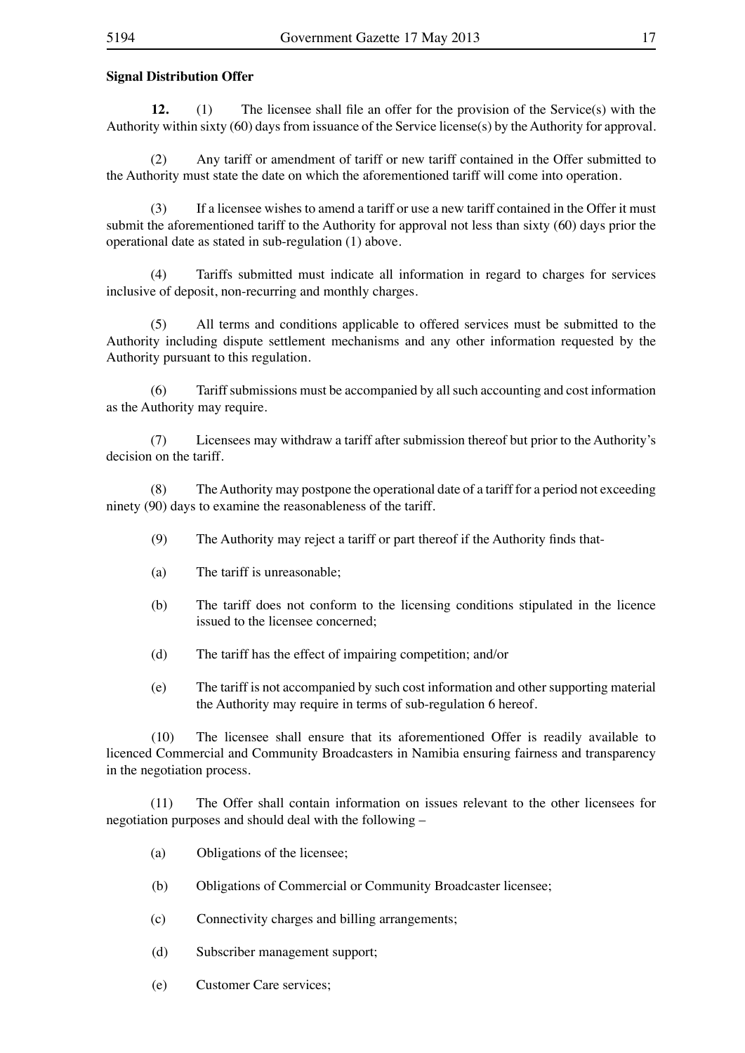**Signal Distribution Offer**

**12.** (1) The licensee shall file an offer for the provision of the Service(s) with the Authority within sixty (60) days from issuance of the Service license(s) by the Authority for approval.

(2) Any tariff or amendment of tariff or new tariff contained in the Offer submitted to the Authority must state the date on which the aforementioned tariff will come into operation.

(3) If a licensee wishes to amend a tariff or use a new tariff contained in the Offer it must submit the aforementioned tariff to the Authority for approval not less than sixty (60) days prior the operational date as stated in sub-regulation (1) above.

(4) Tariffs submitted must indicate all information in regard to charges for services inclusive of deposit, non-recurring and monthly charges.

(5) All terms and conditions applicable to offered services must be submitted to the Authority including dispute settlement mechanisms and any other information requested by the Authority pursuant to this regulation.

(6) Tariff submissions must be accompanied by all such accounting and cost information as the Authority may require.

(7) Licensees may withdraw a tariff after submission thereof but prior to the Authority's decision on the tariff.

(8) The Authority may postpone the operational date of a tariff for a period not exceeding ninety (90) days to examine the reasonableness of the tariff.

(9) The Authority may reject a tariff or part thereof if the Authority finds that-

(a) The tariff is unreasonable;

(b) The tariff does not conform to the licensing conditions stipulated in the licence issued to the licensee concerned;

(d) The tariff has the effect of impairing competition; and/or

(e) The tariff is not accompanied by such cost information and other supporting material the Authority may require in terms of sub-regulation 6 hereof.

(10) The licensee shall ensure that its aforementioned Offer is readily available to licenced Commercial and Community Broadcasters in Namibia ensuring fairness and transparency in the negotiation process.

(11) The Offer shall contain information on issues relevant to the other licensees for negotiation purposes and should deal with the following –

(a) Obligations of the licensee;

(b) Obligations of Commercial or Community Broadcaster licensee;

(c) Connectivity charges and billing arrangements;

(d) Subscriber management support;

(e) Customer Care services;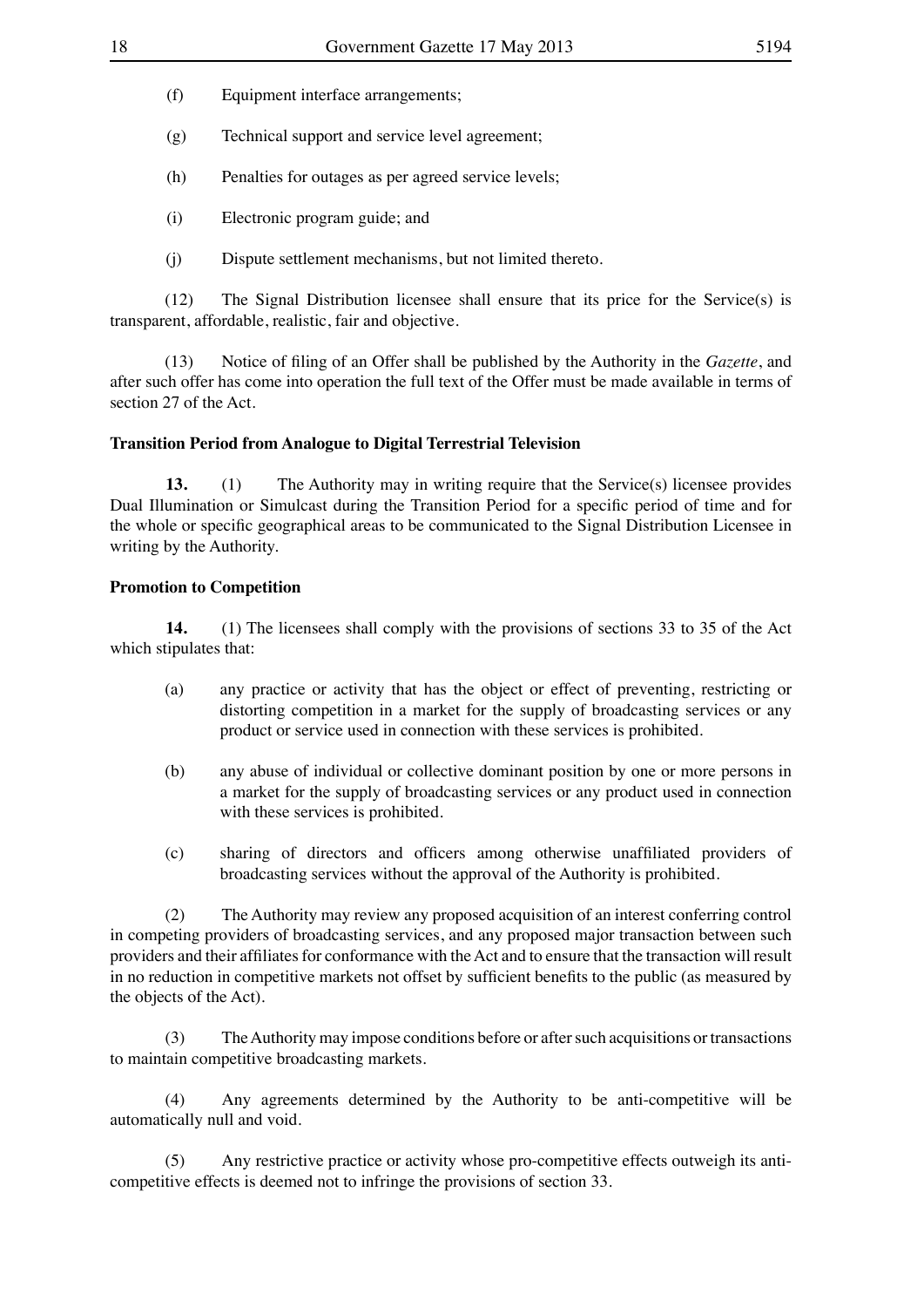(f) Equipment interface arrangements;

(g) Technical support and service level agreement;

(h) Penalties for outages as per agreed service levels;

(i) Electronic program guide; and

(j) Dispute settlement mechanisms, but not limited thereto.

(12) The Signal Distribution licensee shall ensure that its price for the Service(s) is transparent, affordable, realistic, fair and objective.

(13) Notice of filing of an Offer shall be published by the Authority in the *Gazette*, and after such offer has come into operation the full text of the Offer must be made available in terms of section 27 of the Act.

**Transition Period from Analogue to Digital Terrestrial Television**

**13.** (1) The Authority may in writing require that the Service(s) licensee provides Dual Illumination or Simulcast during the Transition Period for a specific period of time and for the whole or specific geographical areas to be communicated to the Signal Distribution Licensee in writing by the Authority.

**Promotion to Competition**

**14.** (1) The licensees shall comply with the provisions of sections 33 to 35 of the Act which stipulates that:

(a) any practice or activity that has the object or effect of preventing, restricting or distorting competition in a market for the supply of broadcasting services or any product or service used in connection with these services is prohibited.

(b) any abuse of individual or collective dominant position by one or more persons in a market for the supply of broadcasting services or any product used in connection with these services is prohibited.

(c) sharing of directors and officers among otherwise unaffiliated providers of broadcasting services without the approval of the Authority is prohibited.

(2) The Authority may review any proposed acquisition of an interest conferring control in competing providers of broadcasting services, and any proposed major transaction between such providers and their affiliates for conformance with the Act and to ensure that the transaction will result in no reduction in competitive markets not offset by sufficient benefits to the public (as measured by the objects of the Act).

(3) The Authority may impose conditions before or after such acquisitions or transactions to maintain competitive broadcasting markets.

(4) Any agreements determined by the Authority to be anti-competitive will be automatically null and void.

(5) Any restrictive practice or activity whose pro-competitive effects outweigh its anti-competitive effects is deemed not to infringe the provisions of section 33.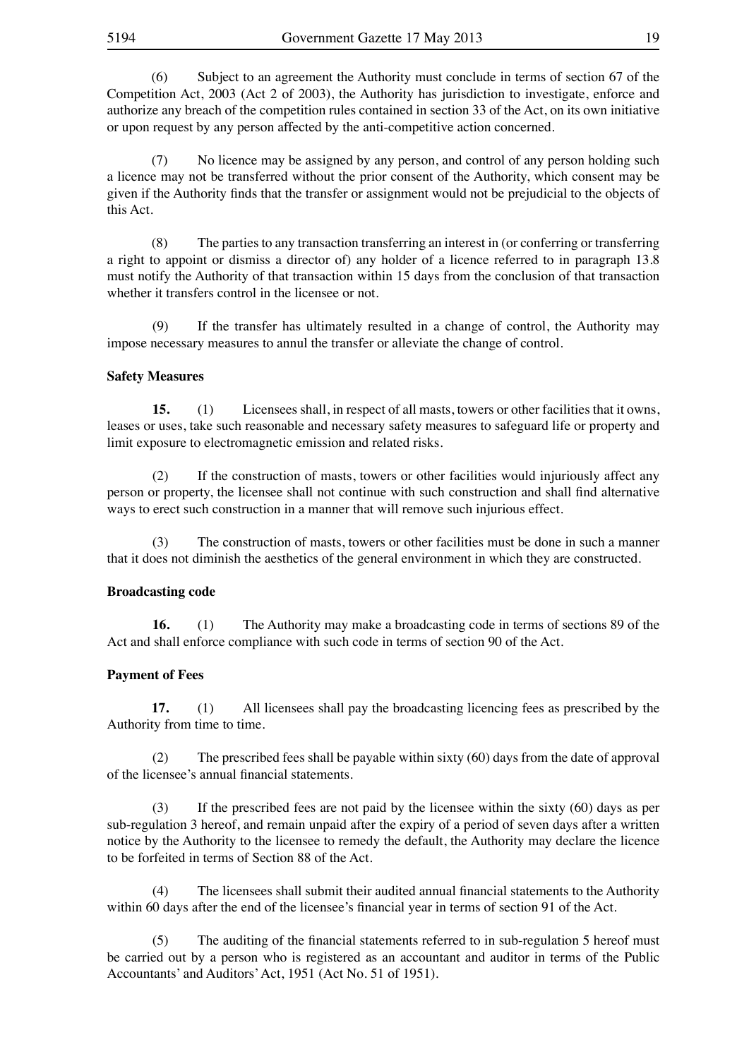(6) Subject to an agreement the Authority must conclude in terms of section 67 of the Competition Act, 2003 (Act 2 of 2003), the Authority has jurisdiction to investigate, enforce and authorize any breach of the competition rules contained in section 33 of the Act, on its own initiative or upon request by any person affected by the anti-competitive action concerned.

(7) No licence may be assigned by any person, and control of any person holding such a licence may not be transferred without the prior consent of the Authority, which consent may be given if the Authority finds that the transfer or assignment would not be prejudicial to the objects of this Act.

(8) The parties to any transaction transferring an interest in (or conferring or transferring a right to appoint or dismiss a director of) any holder of a licence referred to in paragraph 13.8 must notify the Authority of that transaction within 15 days from the conclusion of that transaction whether it transfers control in the licensee or not.

(9) If the transfer has ultimately resulted in a change of control, the Authority may impose necessary measures to annul the transfer or alleviate the change of control.

**Safety Measures**

**15.** (1) Licensees shall, in respect of all masts, towers or other facilities that it owns, leases or uses, take such reasonable and necessary safety measures to safeguard life or property and limit exposure to electromagnetic emission and related risks.

(2) If the construction of masts, towers or other facilities would injuriously affect any person or property, the licensee shall not continue with such construction and shall find alternative ways to erect such construction in a manner that will remove such injurious effect.

(3) The construction of masts, towers or other facilities must be done in such a manner that it does not diminish the aesthetics of the general environment in which they are constructed.

**Broadcasting code**

**16.** (1) The Authority may make a broadcasting code in terms of sections 89 of the Act and shall enforce compliance with such code in terms of section 90 of the Act.

**Payment of Fees**

**17.** (1) All licensees shall pay the broadcasting licencing fees as prescribed by the Authority from time to time.

(2) The prescribed fees shall be payable within sixty (60) days from the date of approval of the licensee's annual financial statements.

(3) If the prescribed fees are not paid by the licensee within the sixty (60) days as per sub-regulation 3 hereof, and remain unpaid after the expiry of a period of seven days after a written notice by the Authority to the licensee to remedy the default, the Authority may declare the licence to be forfeited in terms of Section 88 of the Act.

(4) The licensees shall submit their audited annual financial statements to the Authority within 60 days after the end of the licensee's financial year in terms of section 91 of the Act.

(5) The auditing of the financial statements referred to in sub-regulation 5 hereof must be carried out by a person who is registered as an accountant and auditor in terms of the Public Accountants' and Auditors' Act, 1951 (Act No. 51 of 1951).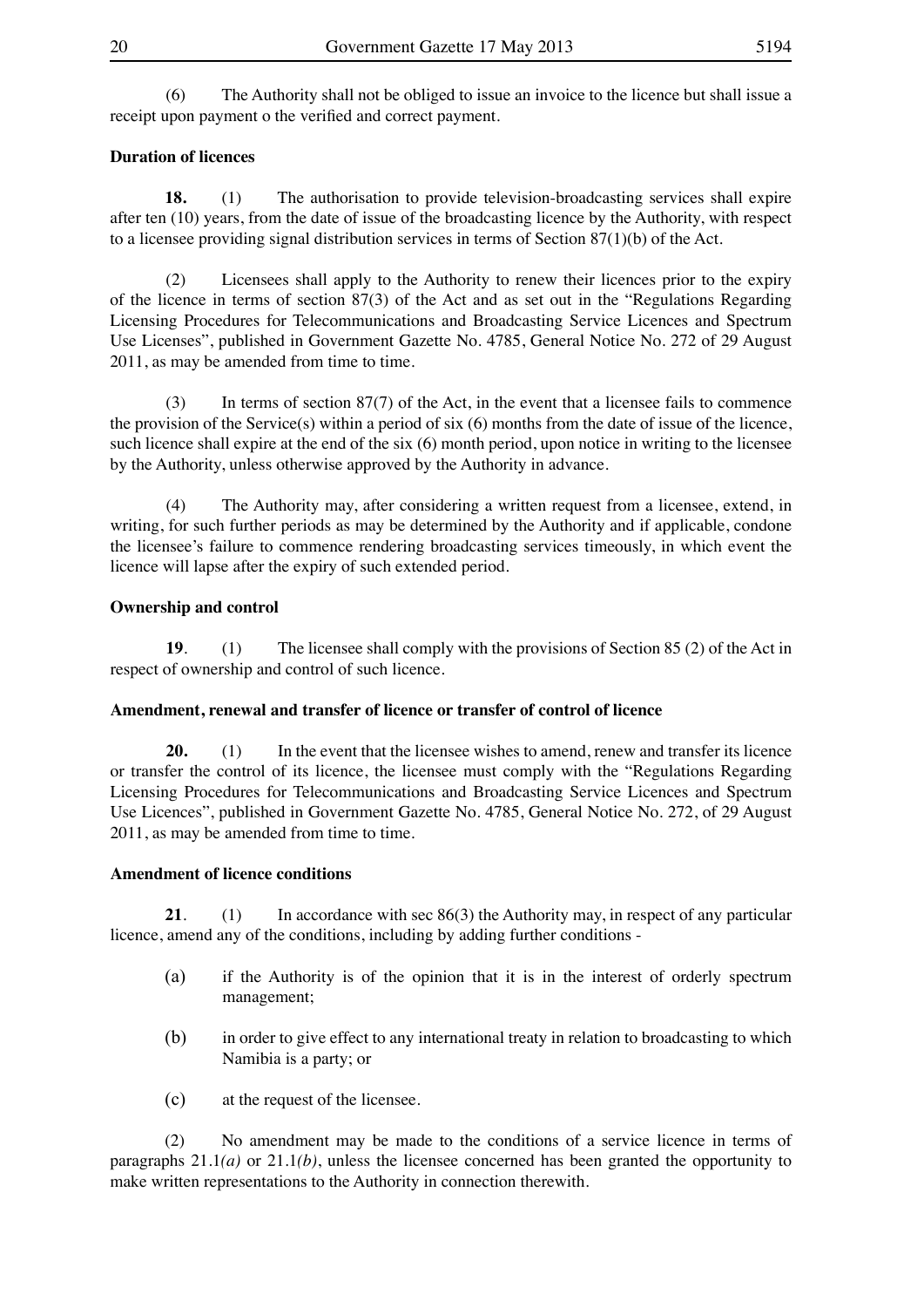(6) The Authority shall not be obliged to issue an invoice to the licence but shall issue a receipt upon payment o the verified and correct payment.

**Duration of licences**

**18.** (1) The authorisation to provide television-broadcasting services shall expire after ten (10) years, from the date of issue of the broadcasting licence by the Authority, with respect to a licensee providing signal distribution services in terms of Section 87(1)(b) of the Act.

(2) Licensees shall apply to the Authority to renew their licences prior to the expiry of the licence in terms of section 87(3) of the Act and as set out in the "Regulations Regarding Licensing Procedures for Telecommunications and Broadcasting Service Licences and Spectrum Use Licenses", published in Government Gazette No. 4785, General Notice No. 272 of 29 August 2011, as may be amended from time to time.

(3) In terms of section 87(7) of the Act, in the event that a licensee fails to commence the provision of the Service(s) within a period of six (6) months from the date of issue of the licence, such licence shall expire at the end of the six (6) month period, upon notice in writing to the licensee by the Authority, unless otherwise approved by the Authority in advance.

(4) The Authority may, after considering a written request from a licensee, extend, in writing, for such further periods as may be determined by the Authority and if applicable, condone the licensee's failure to commence rendering broadcasting services timeously, in which event the licence will lapse after the expiry of such extended period.

**Ownership and control**

**19**. (1) The licensee shall comply with the provisions of Section 85 (2) of the Act in respect of ownership and control of such licence.

**Amendment, renewal and transfer of licence or transfer of control of licence**

**20.** (1) In the event that the licensee wishes to amend, renew and transfer its licence or transfer the control of its licence, the licensee must comply with the "Regulations Regarding Licensing Procedures for Telecommunications and Broadcasting Service Licences and Spectrum Use Licences", published in Government Gazette No. 4785, General Notice No. 272, of 29 August 2011, as may be amended from time to time.

**Amendment of licence conditions**

**21**. (1) In accordance with sec 86(3) the Authority may, in respect of any particular licence, amend any of the conditions, including by adding further conditions -

(a) if the Authority is of the opinion that it is in the interest of orderly spectrum management;

(b) in order to give effect to any international treaty in relation to broadcasting to which Namibia is a party; or

(c) at the request of the licensee.

(2) No amendment may be made to the conditions of a service licence in terms of paragraphs 21.1*(a)* or 21.1*(b)*, unless the licensee concerned has been granted the opportunity to make written representations to the Authority in connection therewith.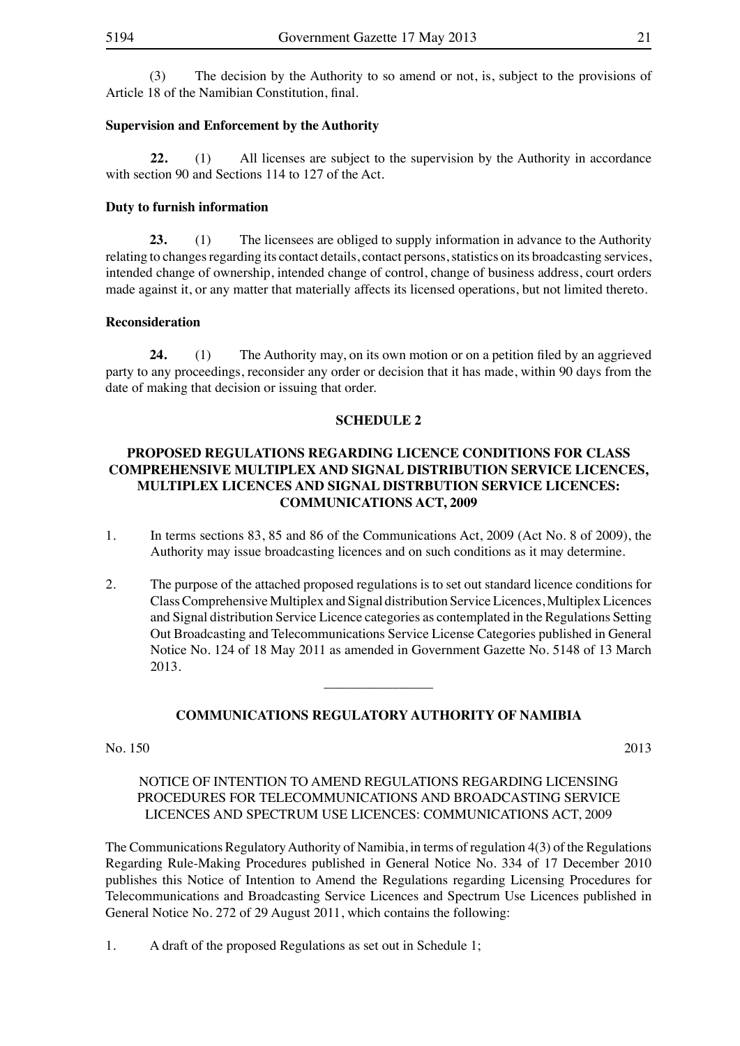(3) The decision by the Authority to so amend or not, is, subject to the provisions of Article 18 of the Namibian Constitution, final.

**Supervision and Enforcement by the Authority**

**22.** (1) All licenses are subject to the supervision by the Authority in accordance with section 90 and Sections 114 to 127 of the Act.

**Duty to furnish information**

**23.** (1) The licensees are obliged to supply information in advance to the Authority relating to changes regarding its contact details, contact persons, statistics on its broadcasting services, intended change of ownership, intended change of control, change of business address, court orders made against it, or any matter that materially affects its licensed operations, but not limited thereto.

**Reconsideration**

**24.** (1) The Authority may, on its own motion or on a petition filed by an aggrieved party to any proceedings, reconsider any order or decision that it has made, within 90 days from the date of making that decision or issuing that order.

**SCHEDULE 2**

**PROPOSED REGULATIONS REGARDING LICENCE CONDITIONS FOR CLASS COMPREHENSIVE MULTIPLEX AND SIGNAL DISTRIBUTION SERVICE LICENCES, MULTIPLEX LICENCES AND SIGNAL DISTRBUTION SERVICE LICENCES: COMMUNICATIONS ACT, 2009**

1. In terms sections 83, 85 and 86 of the Communications Act, 2009 (Act No. 8 of 2009), the Authority may issue broadcasting licences and on such conditions as it may determine.

2. The purpose of the attached proposed regulations is to set out standard licence conditions for Class Comprehensive Multiplex and Signal distribution Service Licences, Multiplex Licences and Signal distribution Service Licence categories as contemplated in the Regulations Setting Out Broadcasting and Telecommunications Service License Categories published in General Notice No. 124 of 18 May 2011 as amended in Government Gazette No. 5148 of 13 March 2013.

---

**COMMUNICATIONS REGULATORY AUTHORITY OF NAMIBIA**

No. 150 2013

NOTICE OF INTENTION TO AMEND REGULATIONS REGARDING LICENSING PROCEDURES FOR TELECOMMUNICATIONS AND BROADCASTING SERVICE LICENCES AND SPECTRUM USE LICENCES: COMMUNICATIONS ACT, 2009

The Communications Regulatory Authority of Namibia, in terms of regulation 4(3) of the Regulations Regarding Rule-Making Procedures published in General Notice No. 334 of 17 December 2010 publishes this Notice of Intention to Amend the Regulations regarding Licensing Procedures for Telecommunications and Broadcasting Service Licences and Spectrum Use Licences published in General Notice No. 272 of 29 August 2011, which contains the following:

1. A draft of the proposed Regulations as set out in Schedule 1;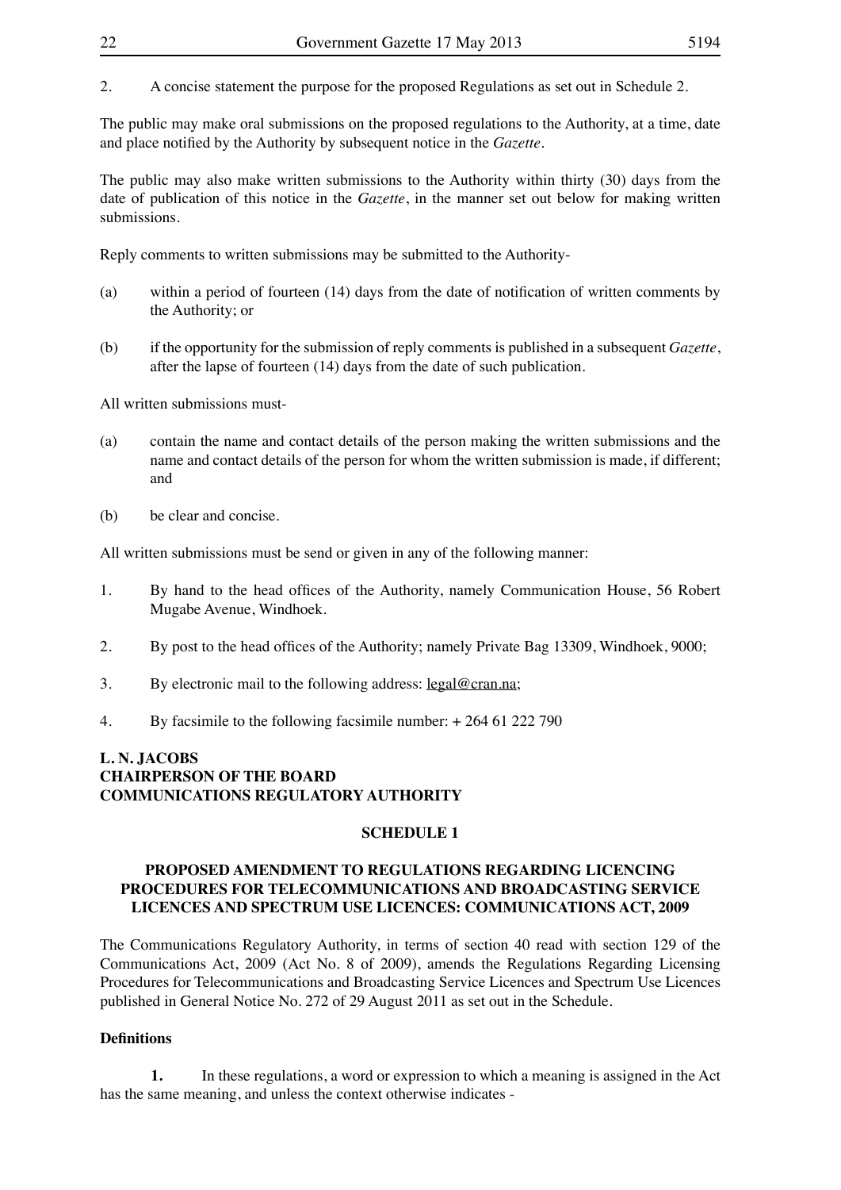2. A concise statement the purpose for the proposed Regulations as set out in Schedule 2.

The public may make oral submissions on the proposed regulations to the Authority, at a time, date and place notified by the Authority by subsequent notice in the *Gazette*.

The public may also make written submissions to the Authority within thirty (30) days from the date of publication of this notice in the *Gazette*, in the manner set out below for making written submissions.

Reply comments to written submissions may be submitted to the Authority-

(a) within a period of fourteen (14) days from the date of notification of written comments by the Authority; or

(b) if the opportunity for the submission of reply comments is published in a subsequent *Gazette*, after the lapse of fourteen (14) days from the date of such publication.

All written submissions must-

(a) contain the name and contact details of the person making the written submissions and the name and contact details of the person for whom the written submission is made, if different; and

(b) be clear and concise.

All written submissions must be send or given in any of the following manner:

1. By hand to the head offices of the Authority, namely Communication House, 56 Robert Mugabe Avenue, Windhoek.
2. By post to the head offices of the Authority; namely Private Bag 13309, Windhoek, 9000;
3. By electronic mail to the following address: legal@cran.na;
4. By facsimile to the following facsimile number: + 264 61 222 790

**L. N. JACOBS**
**CHAIRPERSON OF THE BOARD**
**COMMUNICATIONS REGULATORY AUTHORITY**

## SCHEDULE 1

## PROPOSED AMENDMENT TO REGULATIONS REGARDING LICENCING PROCEDURES FOR TELECOMMUNICATIONS AND BROADCASTING SERVICE LICENCES AND SPECTRUM USE LICENCES: COMMUNICATIONS ACT, 2009

The Communications Regulatory Authority, in terms of section 40 read with section 129 of the Communications Act, 2009 (Act No. 8 of 2009), amends the Regulations Regarding Licensing Procedures for Telecommunications and Broadcasting Service Licences and Spectrum Use Licences published in General Notice No. 272 of 29 August 2011 as set out in the Schedule.

**Definitions**

**1.** In these regulations, a word or expression to which a meaning is assigned in the Act has the same meaning, and unless the context otherwise indicates -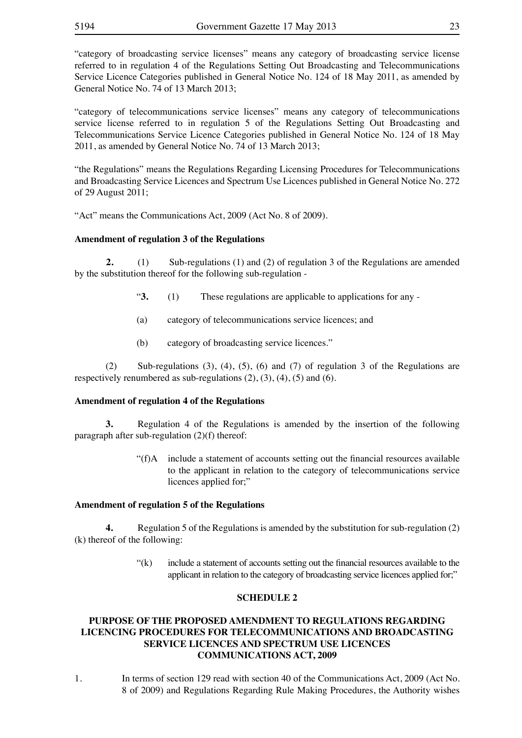"category of broadcasting service licenses" means any category of broadcasting service license referred to in regulation 4 of the Regulations Setting Out Broadcasting and Telecommunications Service Licence Categories published in General Notice No. 124 of 18 May 2011, as amended by General Notice No. 74 of 13 March 2013;

"category of telecommunications service licenses" means any category of telecommunications service license referred to in regulation 5 of the Regulations Setting Out Broadcasting and Telecommunications Service Licence Categories published in General Notice No. 124 of 18 May 2011, as amended by General Notice No. 74 of 13 March 2013;

"the Regulations" means the Regulations Regarding Licensing Procedures for Telecommunications and Broadcasting Service Licences and Spectrum Use Licences published in General Notice No. 272 of 29 August 2011;

"Act" means the Communications Act, 2009 (Act No. 8 of 2009).

**Amendment of regulation 3 of the Regulations**

**2.** (1) Sub-regulations (1) and (2) of regulation 3 of the Regulations are amended by the substitution thereof for the following sub-regulation -

> "**3.** (1) These regulations are applicable to applications for any -
>
> (a) category of telecommunications service licences; and
>
> (b) category of broadcasting service licences."

(2) Sub-regulations (3), (4), (5), (6) and (7) of regulation 3 of the Regulations are respectively renumbered as sub-regulations (2), (3), (4), (5) and (6).

**Amendment of regulation 4 of the Regulations**

**3.** Regulation 4 of the Regulations is amended by the insertion of the following paragraph after sub-regulation (2)(f) thereof:

> "(f)A include a statement of accounts setting out the financial resources available to the applicant in relation to the category of telecommunications service licences applied for;"

**Amendment of regulation 5 of the Regulations**

**4.** Regulation 5 of the Regulations is amended by the substitution for sub-regulation (2)(k) thereof of the following:

> "(k) include a statement of accounts setting out the financial resources available to the applicant in relation to the category of broadcasting service licences applied for;"

## SCHEDULE 2

## PURPOSE OF THE PROPOSED AMENDMENT TO REGULATIONS REGARDING LICENCING PROCEDURES FOR TELECOMMUNICATIONS AND BROADCASTING SERVICE LICENCES AND SPECTRUM USE LICENCES COMMUNICATIONS ACT, 2009

1. In terms of section 129 read with section 40 of the Communications Act, 2009 (Act No. 8 of 2009) and Regulations Regarding Rule Making Procedures, the Authority wishes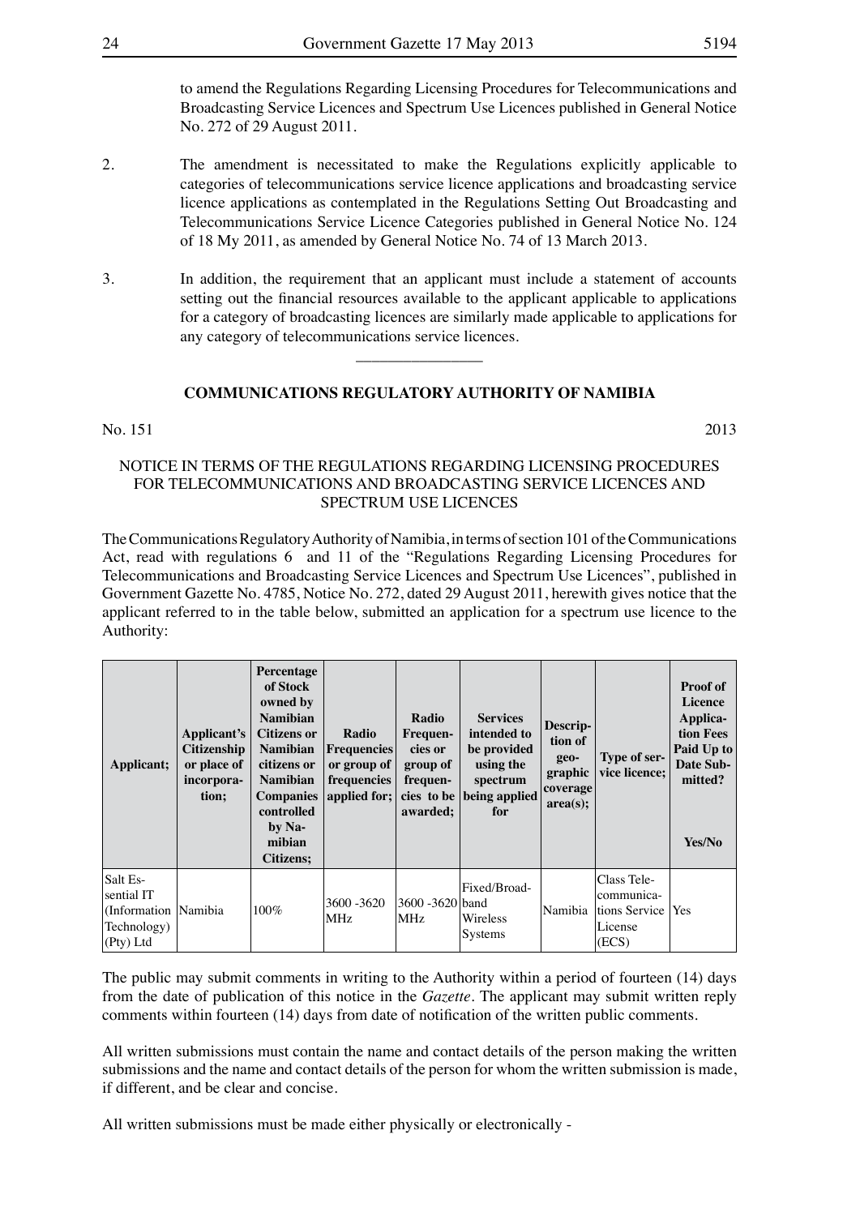to amend the Regulations Regarding Licensing Procedures for Telecommunications and Broadcasting Service Licences and Spectrum Use Licences published in General Notice No. 272 of 29 August 2011.

2. The amendment is necessitated to make the Regulations explicitly applicable to categories of telecommunications service licence applications and broadcasting service licence applications as contemplated in the Regulations Setting Out Broadcasting and Telecommunications Service Licence Categories published in General Notice No. 124 of 18 My 2011, as amended by General Notice No. 74 of 13 March 2013.

3. In addition, the requirement that an applicant must include a statement of accounts setting out the financial resources available to the applicant applicable to applications for a category of broadcasting licences are similarly made applicable to applications for any category of telecommunications service licences.

________________

**COMMUNICATIONS REGULATORY AUTHORITY OF NAMIBIA**

No. 151 2013

NOTICE IN TERMS OF THE REGULATIONS REGARDING LICENSING PROCEDURES FOR TELECOMMUNICATIONS AND BROADCASTING SERVICE LICENCES AND SPECTRUM USE LICENCES

The Communications Regulatory Authority of Namibia, in terms of section 101 of the Communications Act, read with regulations 6 and 11 of the "Regulations Regarding Licensing Procedures for Telecommunications and Broadcasting Service Licences and Spectrum Use Licences", published in Government Gazette No. 4785, Notice No. 272, dated 29 August 2011, herewith gives notice that the applicant referred to in the table below, submitted an application for a spectrum use licence to the Authority:

| Applicant; | Applicant's Citizenship or place of incorporation; | Percentage of Stock owned by Namibian Citizens or Namibian citizens or Namibian Companies controlled by Namibian Citizens; | Radio Frequencies or group of frequencies applied for; | Radio Frequencies or group of frequencies to be awarded; | Services intended to be provided using the spectrum being applied for | Description of geographic coverage area(s); | Type of service licence; | Proof of Licence Application Fees Paid Up to Date Submitted? Yes/No |
|---|---|---|---|---|---|---|---|---|
| Salt Essential IT (Information Technology) (Pty) Ltd | Namibia | 100% | 3600 -3620 MHz | 3600 -3620 MHz | Fixed/Broadband Wireless Systems | Namibia | Class Telecommunications Service License (ECS) | Yes |

The public may submit comments in writing to the Authority within a period of fourteen (14) days from the date of publication of this notice in the *Gazette*. The applicant may submit written reply comments within fourteen (14) days from date of notification of the written public comments.

All written submissions must contain the name and contact details of the person making the written submissions and the name and contact details of the person for whom the written submission is made, if different, and be clear and concise.

All written submissions must be made either physically or electronically -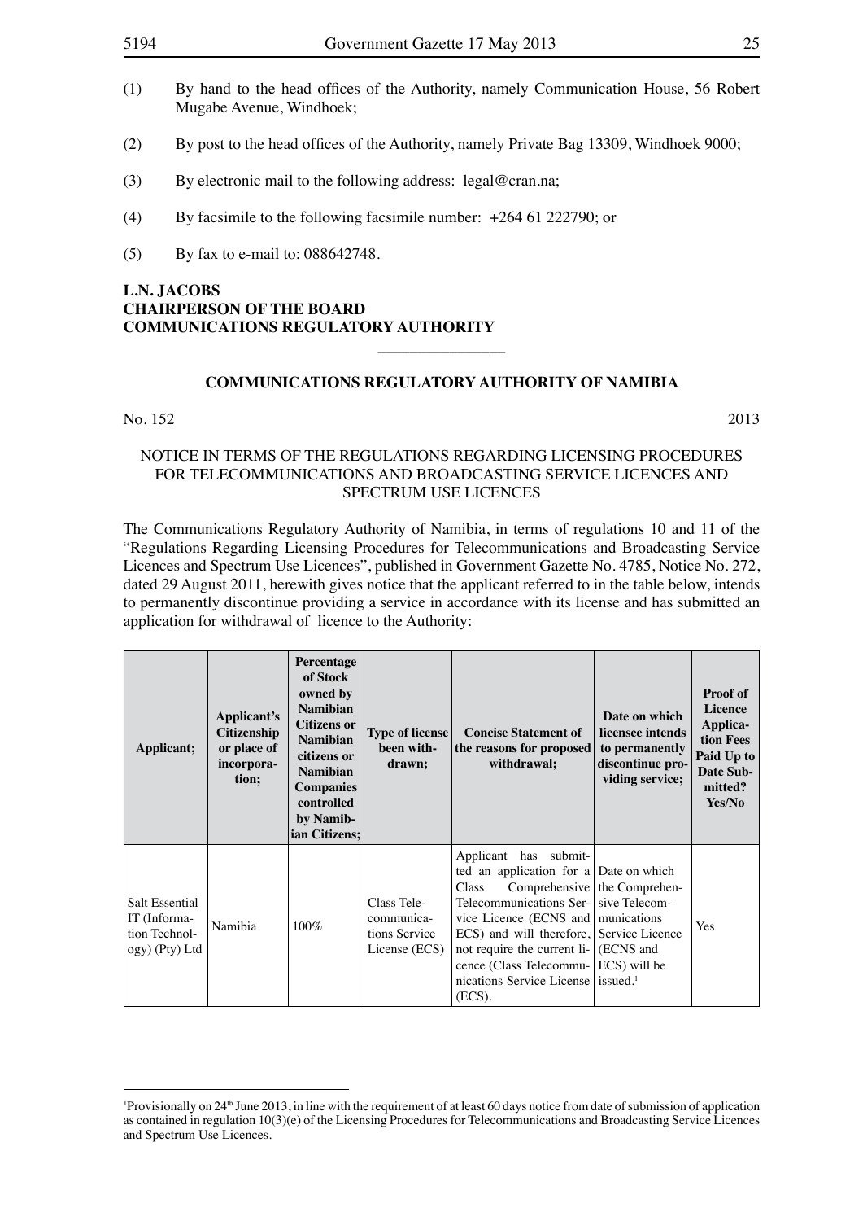(1) By hand to the head offices of the Authority, namely Communication House, 56 Robert Mugabe Avenue, Windhoek;

(2) By post to the head offices of the Authority, namely Private Bag 13309, Windhoek 9000;

(3) By electronic mail to the following address: legal@cran.na;

(4) By facsimile to the following facsimile number: +264 61 222790; or

(5) By fax to e-mail to: 088642748.

**L.N. JACOBS**
**CHAIRPERSON OF THE BOARD**
**COMMUNICATIONS REGULATORY AUTHORITY**

---

**COMMUNICATIONS REGULATORY AUTHORITY OF NAMIBIA**

No. 152 2013

NOTICE IN TERMS OF THE REGULATIONS REGARDING LICENSING PROCEDURES FOR TELECOMMUNICATIONS AND BROADCASTING SERVICE LICENCES AND SPECTRUM USE LICENCES

The Communications Regulatory Authority of Namibia, in terms of regulations 10 and 11 of the "Regulations Regarding Licensing Procedures for Telecommunications and Broadcasting Service Licences and Spectrum Use Licences", published in Government Gazette No. 4785, Notice No. 272, dated 29 August 2011, herewith gives notice that the applicant referred to in the table below, intends to permanently discontinue providing a service in accordance with its license and has submitted an application for withdrawal of licence to the Authority:

| Applicant; | Applicant's Citizenship or place of incorporation; | Percentage of Stock owned by Namibian Citizens or Namibian citizens or Namibian Companies controlled by Namibian Citizens; | Type of license been withdrawn; | Concise Statement of the reasons for proposed withdrawal; | Date on which licensee intends to permanently discontinue providing service; | Proof of Licence Application Fees Paid Up to Date Submitted? Yes/No |
|---|---|---|---|---|---|---|
| Salt Essential IT (Information Technology) (Pty) Ltd | Namibia | 100% | Class Telecommunications Service License (ECS) | Applicant has submitted an application for a Class Comprehensive Telecommunications Service Licence (ECNS and ECS) and will therefore, not require the current licence (Class Telecommunications Service License (ECS). | Date on which the Comprehensive Telecommunications Service Licence (ECNS and ECS) will be issued.[1] | Yes |

[1] Provisionally on 24th June 2013, in line with the requirement of at least 60 days notice from date of submission of application as contained in regulation 10(3)(e) of the Licensing Procedures for Telecommunications and Broadcasting Service Licences and Spectrum Use Licences.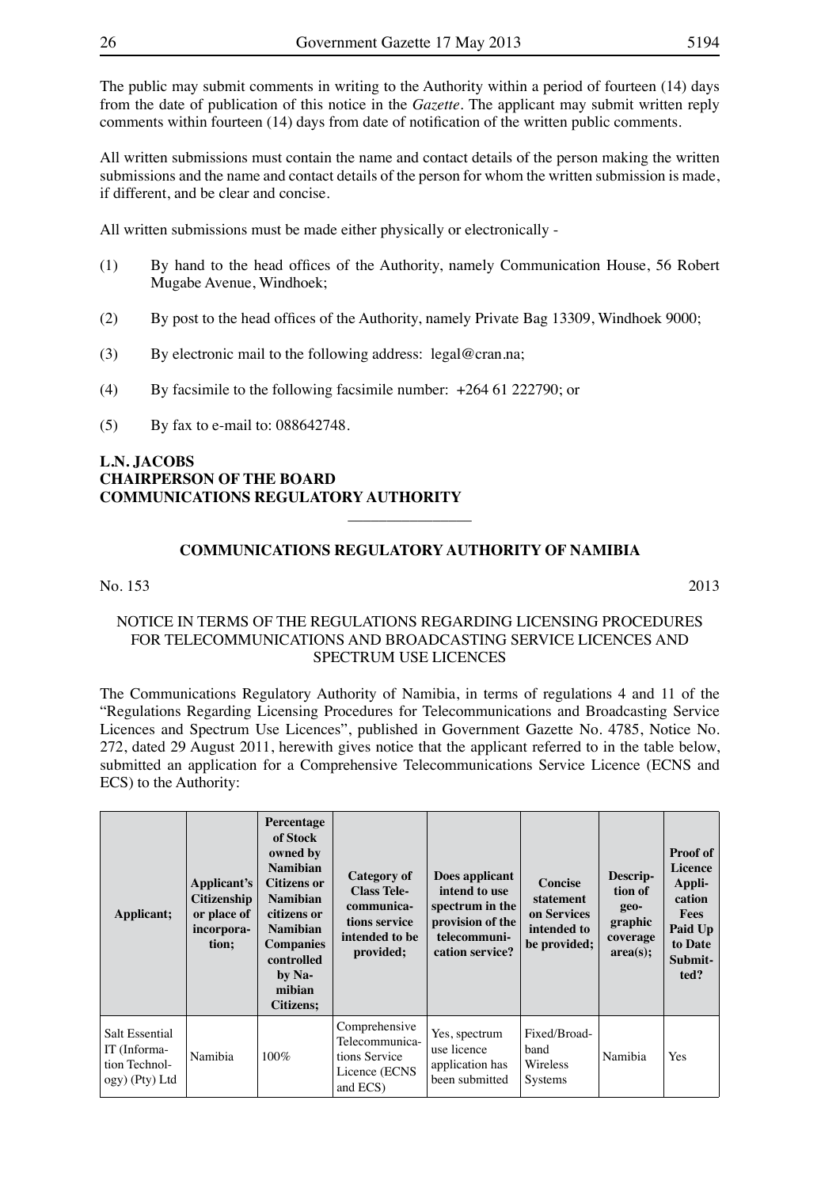The public may submit comments in writing to the Authority within a period of fourteen (14) days from the date of publication of this notice in the *Gazette*. The applicant may submit written reply comments within fourteen (14) days from date of notification of the written public comments.

All written submissions must contain the name and contact details of the person making the written submissions and the name and contact details of the person for whom the written submission is made, if different, and be clear and concise.

All written submissions must be made either physically or electronically -

(1) By hand to the head offices of the Authority, namely Communication House, 56 Robert Mugabe Avenue, Windhoek;

(2) By post to the head offices of the Authority, namely Private Bag 13309, Windhoek 9000;

(3) By electronic mail to the following address: legal@cran.na;

(4) By facsimile to the following facsimile number: +264 61 222790; or

(5) By fax to e-mail to: 088642748.

**L.N. JACOBS**
**CHAIRPERSON OF THE BOARD**
**COMMUNICATIONS REGULATORY AUTHORITY**

---

## COMMUNICATIONS REGULATORY AUTHORITY OF NAMIBIA

No. 153 2013

NOTICE IN TERMS OF THE REGULATIONS REGARDING LICENSING PROCEDURES FOR TELECOMMUNICATIONS AND BROADCASTING SERVICE LICENCES AND SPECTRUM USE LICENCES

The Communications Regulatory Authority of Namibia, in terms of regulations 4 and 11 of the "Regulations Regarding Licensing Procedures for Telecommunications and Broadcasting Service Licences and Spectrum Use Licences", published in Government Gazette No. 4785, Notice No. 272, dated 29 August 2011, herewith gives notice that the applicant referred to in the table below, submitted an application for a Comprehensive Telecommunications Service Licence (ECNS and ECS) to the Authority:

| Applicant; | Applicant's Citizenship or place of incorporation; | Percentage of Stock owned by Namibian Citizens or Namibian citizens or Namibian Companies controlled by Namibian Citizens; | Category of Class Telecommunications service intended to be provided; | Does applicant intend to use spectrum in the provision of the telecommunication service? | Concise statement on Services intended to be provided; | Description of geographic coverage area(s); | Proof of Licence Application Fees Paid Up to Date Submitted? |
|---|---|---|---|---|---|---|---|
| Salt Essential IT (Information Technology) (Pty) Ltd | Namibia | 100% | Comprehensive Telecommunications Service Licence (ECNS and ECS) | Yes, spectrum use licence application has been submitted | Fixed/Broadband Wireless Systems | Namibia | Yes |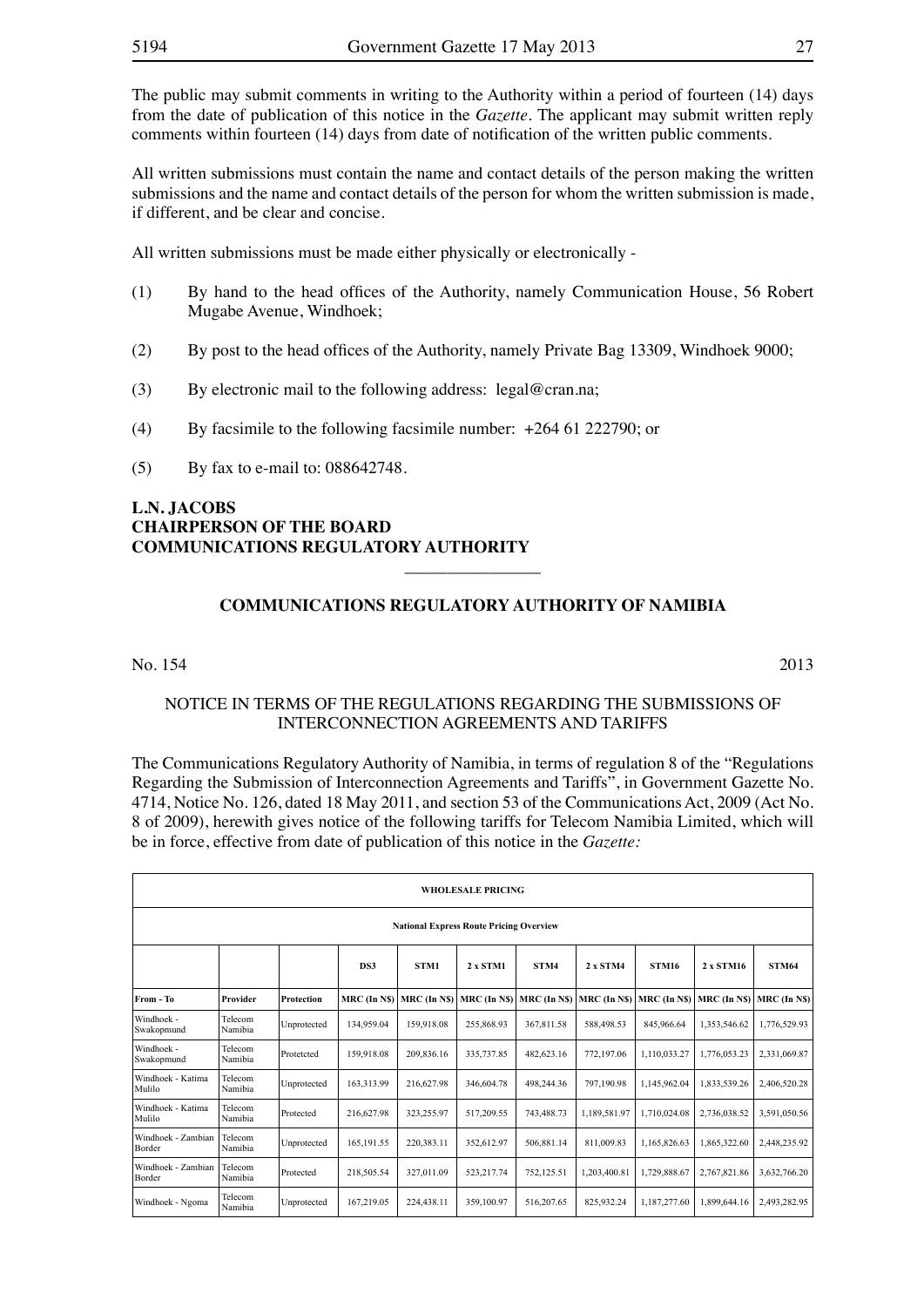The public may submit comments in writing to the Authority within a period of fourteen (14) days from the date of publication of this notice in the *Gazette*. The applicant may submit written reply comments within fourteen (14) days from date of notification of the written public comments.

All written submissions must contain the name and contact details of the person making the written submissions and the name and contact details of the person for whom the written submission is made, if different, and be clear and concise.

All written submissions must be made either physically or electronically -

(1) By hand to the head offices of the Authority, namely Communication House, 56 Robert Mugabe Avenue, Windhoek;

(2) By post to the head offices of the Authority, namely Private Bag 13309, Windhoek 9000;

(3) By electronic mail to the following address: legal@cran.na;

(4) By facsimile to the following facsimile number: +264 61 222790; or

(5) By fax to e-mail to: 088642748.

**L.N. JACOBS**
**CHAIRPERSON OF THE BOARD**
**COMMUNICATIONS REGULATORY AUTHORITY**

---

## COMMUNICATIONS REGULATORY AUTHORITY OF NAMIBIA

No. 154 2013

NOTICE IN TERMS OF THE REGULATIONS REGARDING THE SUBMISSIONS OF INTERCONNECTION AGREEMENTS AND TARIFFS

The Communications Regulatory Authority of Namibia, in terms of regulation 8 of the "Regulations Regarding the Submission of Interconnection Agreements and Tariffs", in Government Gazette No. 4714, Notice No. 126, dated 18 May 2011, and section 53 of the Communications Act, 2009 (Act No. 8 of 2009), herewith gives notice of the following tariffs for Telecom Namibia Limited, which will be in force, effective from date of publication of this notice in the *Gazette:*

| **WHOLESALE PRICING** | | | | | | | | | | |
|---|---|---|---|---|---|---|---|---|---|---|
| **National Express Route Pricing Overview** | | | | | | | | | | |
| | | | **DS3** | **STM1** | **2 x STM1** | **STM4** | **2 x STM4** | **STM16** | **2 x STM16** | **STM64** |
| **From - To** | **Provider** | **Protection** | **MRC (In N$)** | **MRC (In N$)** | **MRC (In N$)** | **MRC (In N$)** | **MRC (In N$)** | **MRC (In N$)** | **MRC (In N$)** | **MRC (In N$)** |
| Windhoek - Swakopmund | Telecom Namibia | Unprotected | 134,959.04 | 159,918.08 | 255,868.93 | 367,811.58 | 588,498.53 | 845,966.64 | 1,353,546.62 | 1,776,529.93 |
| Windhoek - Swakopmund | Telecom Namibia | Protetcted | 159,918.08 | 209,836.16 | 335,737.85 | 482,623.16 | 772,197.06 | 1,110,033.27 | 1,776,053.23 | 2,331,069.87 |
| Windhoek - Katima Mulilo | Telecom Namibia | Unprotected | 163,313.99 | 216,627.98 | 346,604.78 | 498,244.36 | 797,190.98 | 1,145,962.04 | 1,833,539.26 | 2,406,520.28 |
| Windhoek - Katima Mulilo | Telecom Namibia | Protected | 216,627.98 | 323,255.97 | 517,209.55 | 743,488.73 | 1,189,581.97 | 1,710,024.08 | 2,736,038.52 | 3,591,050.56 |
| Windhoek - Zambian Border | Telecom Namibia | Unprotected | 165,191.55 | 220,383.11 | 352,612.97 | 506,881.14 | 811,009.83 | 1,165,826.63 | 1,865,322.60 | 2,448,235.92 |
| Windhoek - Zambian Border | Telecom Namibia | Protected | 218,505.54 | 327,011.09 | 523,217.74 | 752,125.51 | 1,203,400.81 | 1,729,888.67 | 2,767,821.86 | 3,632,766.20 |
| Windhoek - Ngoma | Telecom Namibia | Unprotected | 167,219.05 | 224,438.11 | 359,100.97 | 516,207.65 | 825,932.24 | 1,187,277.60 | 1,899,644.16 | 2,493,282.95 |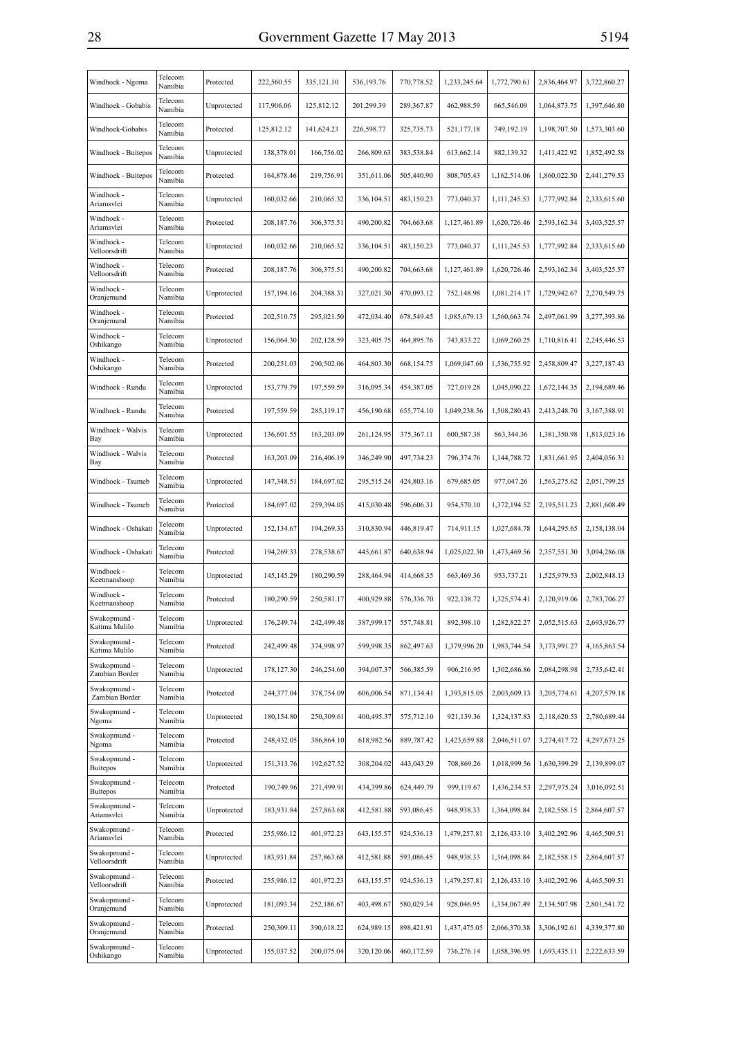| Windhoek - Ngoma | Telecom Namibia | Protected | 222,560.55 | 335,121.10 | 536,193.76 | 770,778.52 | 1,233,245.64 | 1,772,790.61 | 2,836,464.97 | 3,722,860.27 |
|---|---|---|---|---|---|---|---|---|---|---|
| Windhoek - Gobabis | Telecom Namibia | Unprotected | 117,906.06 | 125,812.12 | 201,299.39 | 289,367.87 | 462,988.59 | 665,546.09 | 1,064,873.75 | 1,397,646.80 |
| Windhoek-Gobabis | Telecom Namibia | Protected | 125,812.12 | 141,624.23 | 226,598.77 | 325,735.73 | 521,177.18 | 749,192.19 | 1,198,707.50 | 1,573,303.60 |
| Windhoek - Buitepos | Telecom Namibia | Unprotected | 138,378.01 | 166,756.02 | 266,809.63 | 383,538.84 | 613,662.14 | 882,139.32 | 1,411,422.92 | 1,852,492.58 |
| Windhoek - Buitepos | Telecom Namibia | Protected | 164,878.46 | 219,756.91 | 351,611.06 | 505,440.90 | 808,705.43 | 1,162,514.06 | 1,860,022.50 | 2,441,279.53 |
| Windhoek - Ariamsvlei | Telecom Namibia | Unprotected | 160,032.66 | 210,065.32 | 336,104.51 | 483,150.23 | 773,040.37 | 1,111,245.53 | 1,777,992.84 | 2,333,615.60 |
| Windhoek - Ariamsvlei | Telecom Namibia | Protected | 208,187.76 | 306,375.51 | 490,200.82 | 704,663.68 | 1,127,461.89 | 1,620,726.46 | 2,593,162.34 | 3,403,525.57 |
| Windhoek - Velloorsdrift | Telecom Namibia | Unprotected | 160,032.66 | 210,065.32 | 336,104.51 | 483,150.23 | 773,040.37 | 1,111,245.53 | 1,777,992.84 | 2,333,615.60 |
| Windhoek - Velloorsdrift | Telecom Namibia | Protected | 208,187.76 | 306,375.51 | 490,200.82 | 704,663.68 | 1,127,461.89 | 1,620,726.46 | 2,593,162.34 | 3,403,525.57 |
| Windhoek - Oranjemund | Telecom Namibia | Unprotected | 157,194.16 | 204,388.31 | 327,021.30 | 470,093.12 | 752,148.98 | 1,081,214.17 | 1,729,942.67 | 2,270,549.75 |
| Windhoek - Oranjemund | Telecom Namibia | Protected | 202,510.75 | 295,021.50 | 472,034.40 | 678,549.45 | 1,085,679.13 | 1,560,663.74 | 2,497,061.99 | 3,277,393.86 |
| Windhoek - Oshikango | Telecom Namibia | Unprotected | 156,064.30 | 202,128.59 | 323,405.75 | 464,895.76 | 743,833.22 | 1,069,260.25 | 1,710,816.41 | 2,245,446.53 |
| Windhoek - Oshikango | Telecom Namibia | Protected | 200,251.03 | 290,502.06 | 464,803.30 | 668,154.75 | 1,069,047.60 | 1,536,755.92 | 2,458,809.47 | 3,227,187.43 |
| Windhoek - Rundu | Telecom Namibia | Unprotected | 153,779.79 | 197,559.59 | 316,095.34 | 454,387.05 | 727,019.28 | 1,045,090.22 | 1,672,144.35 | 2,194,689.46 |
| Windhoek - Rundu | Telecom Namibia | Protected | 197,559.59 | 285,119.17 | 456,190.68 | 655,774.10 | 1,049,238.56 | 1,508,280.43 | 2,413,248.70 | 3,167,388.91 |
| Windhoek - Walvis Bay | Telecom Namibia | Unprotected | 136,601.55 | 163,203.09 | 261,124.95 | 375,367.11 | 600,587.38 | 863,344.36 | 1,381,350.98 | 1,813,023.16 |
| Windhoek - Walvis Bay | Telecom Namibia | Protected | 163,203.09 | 216,406.19 | 346,249.90 | 497,734.23 | 796,374.76 | 1,144,788.72 | 1,831,661.95 | 2,404,056.31 |
| Windhoek - Tsumeb | Telecom Namibia | Unprotected | 147,348.51 | 184,697.02 | 295,515.24 | 424,803.16 | 679,685.05 | 977,047.26 | 1,563,275.62 | 2,051,799.25 |
| Windhoek - Tsumeb | Telecom Namibia | Protected | 184,697.02 | 259,394.05 | 415,030.48 | 596,606.31 | 954,570.10 | 1,372,194.52 | 2,195,511.23 | 2,881,608.49 |
| Windhoek - Oshakati | Telecom Namibia | Unprotected | 152,134.67 | 194,269.33 | 310,830.94 | 446,819.47 | 714,911.15 | 1,027,684.78 | 1,644,295.65 | 2,158,138.04 |
| Windhoek - Oshakati | Telecom Namibia | Protected | 194,269.33 | 278,538.67 | 445,661.87 | 640,638.94 | 1,025,022.30 | 1,473,469.56 | 2,357,551.30 | 3,094,286.08 |
| Windhoek - Keetmanshoop | Telecom Namibia | Unprotected | 145,145.29 | 180,290.59 | 288,464.94 | 414,668.35 | 663,469.36 | 953,737.21 | 1,525,979.53 | 2,002,848.13 |
| Windhoek - Keetmanshoop | Telecom Namibia | Protected | 180,290.59 | 250,581.17 | 400,929.88 | 576,336.70 | 922,138.72 | 1,325,574.41 | 2,120,919.06 | 2,783,706.27 |
| Swakopmund - Katima Mulilo | Telecom Namibia | Unprotected | 176,249.74 | 242,499.48 | 387,999.17 | 557,748.81 | 892,398.10 | 1,282,822.27 | 2,052,515.63 | 2,693,926.77 |
| Swakopmund - Katima Mulilo | Telecom Namibia | Protected | 242,499.48 | 374,998.97 | 599,998.35 | 862,497.63 | 1,379,996.20 | 1,983,744.54 | 3,173,991.27 | 4,165,863.54 |
| Swakopmund - Zambian Border | Telecom Namibia | Unprotected | 178,127.30 | 246,254.60 | 394,007.37 | 566,385.59 | 906,216.95 | 1,302,686.86 | 2,084,298.98 | 2,735,642.41 |
| Swakopmund - Zambian Border | Telecom Namibia | Protected | 244,377.04 | 378,754.09 | 606,006.54 | 871,134.41 | 1,393,815.05 | 2,003,609.13 | 3,205,774.61 | 4,207,579.18 |
| Swakopmund - Ngoma | Telecom Namibia | Unprotected | 180,154.80 | 250,309.61 | 400,495.37 | 575,712.10 | 921,139.36 | 1,324,137.83 | 2,118,620.53 | 2,780,689.44 |
| Swakopmund - Ngoma | Telecom Namibia | Protected | 248,432.05 | 386,864.10 | 618,982.56 | 889,787.42 | 1,423,659.88 | 2,046,511.07 | 3,274,417.72 | 4,297,673.25 |
| Swakopmund - Buitepos | Telecom Namibia | Unprotected | 151,313.76 | 192,627.52 | 308,204.02 | 443,043.29 | 708,869.26 | 1,018,999.56 | 1,630,399.29 | 2,139,899.07 |
| Swakopmund - Buitepos | Telecom Namibia | Protected | 190,749.96 | 271,499.91 | 434,399.86 | 624,449.79 | 999,119.67 | 1,436,234.53 | 2,297,975.24 | 3,016,092.51 |
| Swakopmund - Ariamsvlei | Telecom Namibia | Unprotected | 183,931.84 | 257,863.68 | 412,581.88 | 593,086.45 | 948,938.33 | 1,364,098.84 | 2,182,558.15 | 2,864,607.57 |
| Swakopmund - Ariamsvlei | Telecom Namibia | Protected | 255,986.12 | 401,972.23 | 643,155.57 | 924,536.13 | 1,479,257.81 | 2,126,433.10 | 3,402,292.96 | 4,465,509.51 |
| Swakopmund - Velloorsdrift | Telecom Namibia | Unprotected | 183,931.84 | 257,863.68 | 412,581.88 | 593,086.45 | 948,938.33 | 1,364,098.84 | 2,182,558.15 | 2,864,607.57 |
| Swakopmund - Velloorsdrift | Telecom Namibia | Protected | 255,986.12 | 401,972.23 | 643,155.57 | 924,536.13 | 1,479,257.81 | 2,126,433.10 | 3,402,292.96 | 4,465,509.51 |
| Swakopmund - Oranjemund | Telecom Namibia | Unprotected | 181,093.34 | 252,186.67 | 403,498.67 | 580,029.34 | 928,046.95 | 1,334,067.49 | 2,134,507.98 | 2,801,541.72 |
| Swakopmund - Oranjemund | Telecom Namibia | Protected | 250,309.11 | 390,618.22 | 624,989.15 | 898,421.91 | 1,437,475.05 | 2,066,370.38 | 3,306,192.61 | 4,339,377.80 |
| Swakopmund - Oshikango | Telecom Namibia | Unprotected | 155,037.52 | 200,075.04 | 320,120.06 | 460,172.59 | 736,276.14 | 1,058,396.95 | 1,693,435.11 | 2,222,633.59 |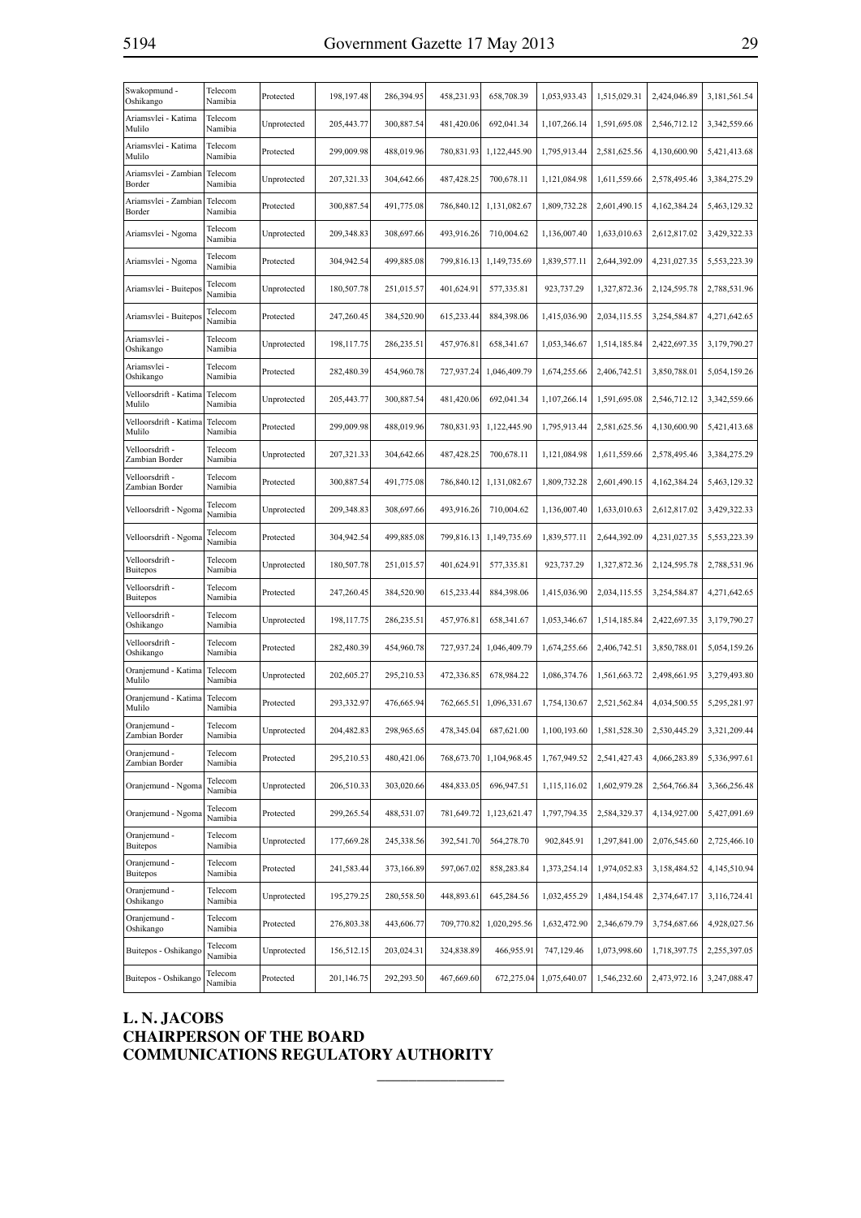| | | | | | | | | | | |
|---|---|---|---|---|---|---|---|---|---|---|
| Swakopmund - Oshikango | Telecom Namibia | Protected | 198,197.48 | 286,394.95 | 458,231.93 | 658,708.39 | 1,053,933.43 | 1,515,029.31 | 2,424,046.89 | 3,181,561.54 |
| Ariamsvlei - Katima Mulilo | Telecom Namibia | Unprotected | 205,443.77 | 300,887.54 | 481,420.06 | 692,041.34 | 1,107,266.14 | 1,591,695.08 | 2,546,712.12 | 3,342,559.66 |
| Ariamsvlei - Katima Mulilo | Telecom Namibia | Protected | 299,009.98 | 488,019.96 | 780,831.93 | 1,122,445.90 | 1,795,913.44 | 2,581,625.56 | 4,130,600.90 | 5,421,413.68 |
| Ariamsvlei - Zambian Border | Telecom Namibia | Unprotected | 207,321.33 | 304,642.66 | 487,428.25 | 700,678.11 | 1,121,084.98 | 1,611,559.66 | 2,578,495.46 | 3,384,275.29 |
| Ariamsvlei - Zambian Border | Telecom Namibia | Protected | 300,887.54 | 491,775.08 | 786,840.12 | 1,131,082.67 | 1,809,732.28 | 2,601,490.15 | 4,162,384.24 | 5,463,129.32 |
| Ariamsvlei - Ngoma | Telecom Namibia | Unprotected | 209,348.83 | 308,697.66 | 493,916.26 | 710,004.62 | 1,136,007.40 | 1,633,010.63 | 2,612,817.02 | 3,429,322.33 |
| Ariamsvlei - Ngoma | Telecom Namibia | Protected | 304,942.54 | 499,885.08 | 799,816.13 | 1,149,735.69 | 1,839,577.11 | 2,644,392.09 | 4,231,027.35 | 5,553,223.39 |
| Ariamsvlei - Buitepos | Telecom Namibia | Unprotected | 180,507.78 | 251,015.57 | 401,624.91 | 577,335.81 | 923,737.29 | 1,327,872.36 | 2,124,595.78 | 2,788,531.96 |
| Ariamsvlei - Buitepos | Telecom Namibia | Protected | 247,260.45 | 384,520.90 | 615,233.44 | 884,398.06 | 1,415,036.90 | 2,034,115.55 | 3,254,584.87 | 4,271,642.65 |
| Ariamsvlei - Oshikango | Telecom Namibia | Unprotected | 198,117.75 | 286,235.51 | 457,976.81 | 658,341.67 | 1,053,346.67 | 1,514,185.84 | 2,422,697.35 | 3,179,790.27 |
| Ariamsvlei - Oshikango | Telecom Namibia | Protected | 282,480.39 | 454,960.78 | 727,937.24 | 1,046,409.79 | 1,674,255.66 | 2,406,742.51 | 3,850,788.01 | 5,054,159.26 |
| Velloorsdrift - Katima Mulilo | Telecom Namibia | Unprotected | 205,443.77 | 300,887.54 | 481,420.06 | 692,041.34 | 1,107,266.14 | 1,591,695.08 | 2,546,712.12 | 3,342,559.66 |
| Velloorsdrift - Katima Mulilo | Telecom Namibia | Protected | 299,009.98 | 488,019.96 | 780,831.93 | 1,122,445.90 | 1,795,913.44 | 2,581,625.56 | 4,130,600.90 | 5,421,413.68 |
| Velloorsdrift - Zambian Border | Telecom Namibia | Unprotected | 207,321.33 | 304,642.66 | 487,428.25 | 700,678.11 | 1,121,084.98 | 1,611,559.66 | 2,578,495.46 | 3,384,275.29 |
| Velloorsdrift - Zambian Border | Telecom Namibia | Protected | 300,887.54 | 491,775.08 | 786,840.12 | 1,131,082.67 | 1,809,732.28 | 2,601,490.15 | 4,162,384.24 | 5,463,129.32 |
| Velloorsdrift - Ngoma | Telecom Namibia | Unprotected | 209,348.83 | 308,697.66 | 493,916.26 | 710,004.62 | 1,136,007.40 | 1,633,010.63 | 2,612,817.02 | 3,429,322.33 |
| Velloorsdrift - Ngoma | Telecom Namibia | Protected | 304,942.54 | 499,885.08 | 799,816.13 | 1,149,735.69 | 1,839,577.11 | 2,644,392.09 | 4,231,027.35 | 5,553,223.39 |
| Velloorsdrift - Buitepos | Telecom Namibia | Unprotected | 180,507.78 | 251,015.57 | 401,624.91 | 577,335.81 | 923,737.29 | 1,327,872.36 | 2,124,595.78 | 2,788,531.96 |
| Velloorsdrift - Buitepos | Telecom Namibia | Protected | 247,260.45 | 384,520.90 | 615,233.44 | 884,398.06 | 1,415,036.90 | 2,034,115.55 | 3,254,584.87 | 4,271,642.65 |
| Velloorsdrift - Oshikango | Telecom Namibia | Unprotected | 198,117.75 | 286,235.51 | 457,976.81 | 658,341.67 | 1,053,346.67 | 1,514,185.84 | 2,422,697.35 | 3,179,790.27 |
| Velloorsdrift - Oshikango | Telecom Namibia | Protected | 282,480.39 | 454,960.78 | 727,937.24 | 1,046,409.79 | 1,674,255.66 | 2,406,742.51 | 3,850,788.01 | 5,054,159.26 |
| Oranjemund - Katima Mulilo | Telecom Namibia | Unprotected | 202,605.27 | 295,210.53 | 472,336.85 | 678,984.22 | 1,086,374.76 | 1,561,663.72 | 2,498,661.95 | 3,279,493.80 |
| Oranjemund - Katima Mulilo | Telecom Namibia | Protected | 293,332.97 | 476,665.94 | 762,665.51 | 1,096,331.67 | 1,754,130.67 | 2,521,562.84 | 4,034,500.55 | 5,295,281.97 |
| Oranjemund - Zambian Border | Telecom Namibia | Unprotected | 204,482.83 | 298,965.65 | 478,345.04 | 687,621.00 | 1,100,193.60 | 1,581,528.30 | 2,530,445.29 | 3,321,209.44 |
| Oranjemund - Zambian Border | Telecom Namibia | Protected | 295,210.53 | 480,421.06 | 768,673.70 | 1,104,968.45 | 1,767,949.52 | 2,541,427.43 | 4,066,283.89 | 5,336,997.61 |
| Oranjemund - Ngoma | Telecom Namibia | Unprotected | 206,510.33 | 303,020.66 | 484,833.05 | 696,947.51 | 1,115,116.02 | 1,602,979.28 | 2,564,766.84 | 3,366,256.48 |
| Oranjemund - Ngoma | Telecom Namibia | Protected | 299,265.54 | 488,531.07 | 781,649.72 | 1,123,621.47 | 1,797,794.35 | 2,584,329.37 | 4,134,927.00 | 5,427,091.69 |
| Oranjemund - Buitepos | Telecom Namibia | Unprotected | 177,669.28 | 245,338.56 | 392,541.70 | 564,278.70 | 902,845.91 | 1,297,841.00 | 2,076,545.60 | 2,725,466.10 |
| Oranjemund - Buitepos | Telecom Namibia | Protected | 241,583.44 | 373,166.89 | 597,067.02 | 858,283.84 | 1,373,254.14 | 1,974,052.83 | 3,158,484.52 | 4,145,510.94 |
| Oranjemund - Oshikango | Telecom Namibia | Unprotected | 195,279.25 | 280,558.50 | 448,893.61 | 645,284.56 | 1,032,455.29 | 1,484,154.48 | 2,374,647.17 | 3,116,724.41 |
| Oranjemund - Oshikango | Telecom Namibia | Protected | 276,803.38 | 443,606.77 | 709,770.82 | 1,020,295.56 | 1,632,472.90 | 2,346,679.79 | 3,754,687.66 | 4,928,027.56 |
| Buitepos - Oshikango | Telecom Namibia | Unprotected | 156,512.15 | 203,024.31 | 324,838.89 | 466,955.91 | 747,129.46 | 1,073,998.60 | 1,718,397.75 | 2,255,397.05 |
| Buitepos - Oshikango | Telecom Namibia | Protected | 201,146.75 | 292,293.50 | 467,669.60 | 672,275.04 | 1,075,640.07 | 1,546,232.60 | 2,473,972.16 | 3,247,088.47 |

**L. N. JACOBS**
**CHAIRPERSON OF THE BOARD**
**COMMUNICATIONS REGULATORY AUTHORITY**